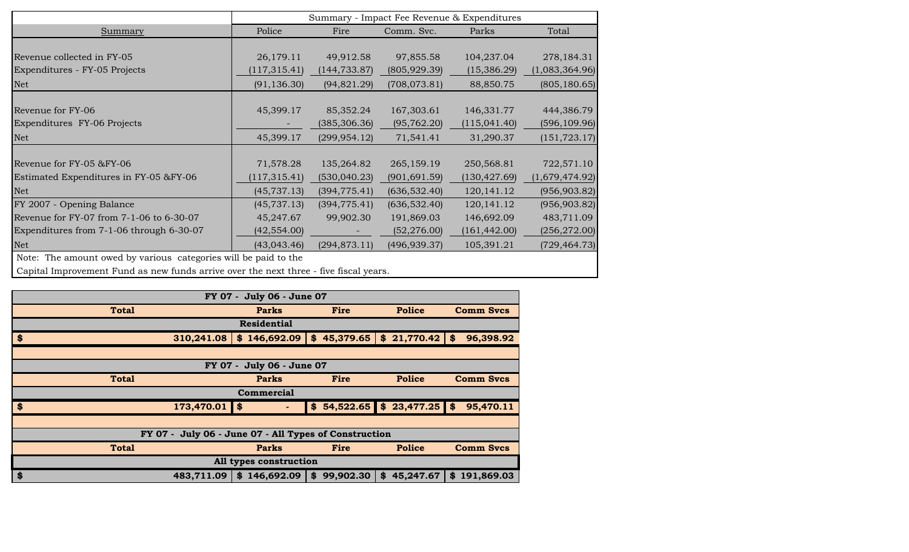| Summary | Police | Fire | Comm. Svc. | Parks | Total |
|---|---|---|---|---|---|
| | Summary - Impact Fee Revenue & Expenditures | | | | |
| Revenue collected in FY-05 | 26,179.11 | 49,912.58 | 97,855.58 | 104,237.04 | 278,184.31 |
| Expenditures - FY-05 Projects | (117,315.41) | (144,733.87) | (805,929.39) | (15,386.29) | (1,083,364.96) |
| Net | (91,136.30) | (94,821.29) | (708,073.81) | 88,850.75 | (805,180.65) |
| Revenue for FY-06 | 45,399.17 | 85,352.24 | 167,303.61 | 146,331.77 | 444,386.79 |
| Expenditures FY-06 Projects | - | (385,306.36) | (95,762.20) | (115,041.40) | (596,109.96) |
| Net | 45,399.17 | (299,954.12) | 71,541.41 | 31,290.37 | (151,723.17) |
| Revenue for FY-05 &FY-06 | 71,578.28 | 135,264.82 | 265,159.19 | 250,568.81 | 722,571.10 |
| Estimated Expenditures in FY-05 &FY-06 | (117,315.41) | (530,040.23) | (901,691.59) | (130,427.69) | (1,679,474.92) |
| Net | (45,737.13) | (394,775.41) | (636,532.40) | 120,141.12 | (956,903.82) |
| FY 2007 - Opening Balance | (45,737.13) | (394,775.41) | (636,532.40) | 120,141.12 | (956,903.82) |
| Revenue for FY-07 from 7-1-06 to 6-30-07 | 45,247.67 | 99,902.30 | 191,869.03 | 146,692.09 | 483,711.09 |
| Expenditures from 7-1-06 through 6-30-07 | (42,554.00) | - | (52,276.00) | (161,442.00) | (256,272.00) |
| Net | (43,043.46) | (294,873.11) | (496,939.37) | 105,391.21 | (729,464.73) |

Note: The amount owed by various categories will be paid to the Capital Improvement Fund as new funds arrive over the next three - five fiscal years.

**FY 07 - July 06 - June 07**

| Total | Parks | Fire | Police | Comm Svcs |
|---|---|---|---|---|
| | **Residential** | | | |
| **$ 310,241.08** | **$ 146,692.09** | **$ 45,379.65** | **$ 21,770.42** | **$ 96,398.92** |

**FY 07 - July 06 - June 07**

| Total | Parks | Fire | Police | Comm Svcs |
|---|---|---|---|---|
| | **Commercial** | | | |
| **$ 173,470.01** | **$ -** | **$ 54,522.65** | **$ 23,477.25** | **$ 95,470.11** |

**FY 07 - July 06 - June 07 - All Types of Construction**

| Total | Parks | Fire | Police | Comm Svcs |
|---|---|---|---|---|
| | **All types construction** | | | |
| **$ 483,711.09** | **$ 146,692.09** | **$ 99,902.30** | **$ 45,247.67** | **$ 191,869.03** |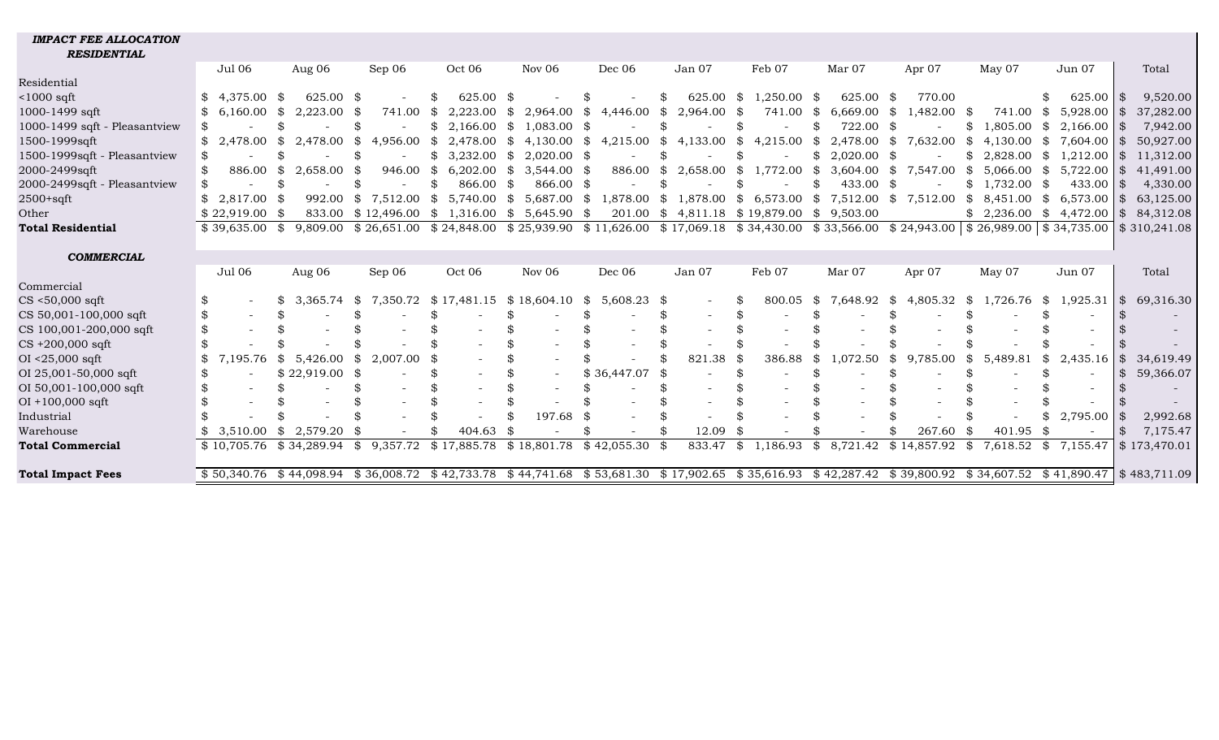***IMPACT FEE ALLOCATION***
***RESIDENTIAL***

| | Jul 06 | Aug 06 | Sep 06 | Oct 06 | Nov 06 | Dec 06 | Jan 07 | Feb 07 | Mar 07 | Apr 07 | May 07 | Jun 07 | Total |
|---|---|---|---|---|---|---|---|---|---|---|---|---|---|
| Residential | | | | | | | | | | | | | |
| <1000 sqft | $ 4,375.00 | $ 625.00 | $ - | $ 625.00 | $ - | $ - | $ 625.00 | $ 1,250.00 | $ 625.00 | $ 770.00 | | $ 625.00 | $ 9,520.00 |
| 1000-1499 sqft | $ 6,160.00 | $ 2,223.00 | $ 741.00 | $ 2,223.00 | $ 2,964.00 | $ 4,446.00 | $ 2,964.00 | $ 741.00 | $ 6,669.00 | $ 1,482.00 | $ 741.00 | $ 5,928.00 | $ 37,282.00 |
| 1000-1499 sqft - Pleasantview | $ - | $ - | $ - | $ 2,166.00 | $ 1,083.00 | $ - | $ - | $ - | $ 722.00 | $ - | $ 1,805.00 | $ 2,166.00 | $ 7,942.00 |
| 1500-1999sqft | $ 2,478.00 | $ 2,478.00 | $ 4,956.00 | $ 2,478.00 | $ 4,130.00 | $ 4,215.00 | $ 4,133.00 | $ 4,215.00 | $ 2,478.00 | $ 7,632.00 | $ 4,130.00 | $ 7,604.00 | $ 50,927.00 |
| 1500-1999sqft - Pleasantview | $ - | $ - | $ - | $ 3,232.00 | $ 2,020.00 | $ - | $ - | $ - | $ 2,020.00 | $ - | $ 2,828.00 | $ 1,212.00 | $ 11,312.00 |
| 2000-2499sqft | $ 886.00 | $ 2,658.00 | $ 946.00 | $ 6,202.00 | $ 3,544.00 | $ 886.00 | $ 2,658.00 | $ 1,772.00 | $ 3,604.00 | $ 7,547.00 | $ 5,066.00 | $ 5,722.00 | $ 41,491.00 |
| 2000-2499sqft - Pleasantview | $ - | $ - | $ - | $ 866.00 | $ 866.00 | $ - | $ - | $ - | $ 433.00 | $ - | $ 1,732.00 | $ 433.00 | $ 4,330.00 |
| 2500+sqft | $ 2,817.00 | $ 992.00 | $ 7,512.00 | $ 5,740.00 | $ 5,687.00 | $ 1,878.00 | $ 1,878.00 | $ 6,573.00 | $ 7,512.00 | $ 7,512.00 | $ 8,451.00 | $ 6,573.00 | $ 63,125.00 |
| Other | $ 22,919.00 | $ 833.00 | $ 12,496.00 | $ 1,316.00 | $ 5,645.90 | $ 201.00 | $ 4,811.18 | $ 19,879.00 | $ 9,503.00 | | $ 2,236.00 | $ 4,472.00 | $ 84,312.08 |
| **Total Residential** | $ 39,635.00 | $ 9,809.00 | $ 26,651.00 | $ 24,848.00 | $ 25,939.90 | $ 11,626.00 | $ 17,069.18 | $ 34,430.00 | $ 33,566.00 | $ 24,943.00 | $ 26,989.00 | $ 34,735.00 | $ 310,241.08 |

***COMMERCIAL***

| | Jul 06 | Aug 06 | Sep 06 | Oct 06 | Nov 06 | Dec 06 | Jan 07 | Feb 07 | Mar 07 | Apr 07 | May 07 | Jun 07 | Total |
|---|---|---|---|---|---|---|---|---|---|---|---|---|---|
| Commercial | | | | | | | | | | | | | |
| CS <50,000 sqft | $ - | $ 3,365.74 | $ 7,350.72 | $ 17,481.15 | $ 18,604.10 | $ 5,608.23 | $ - | $ 800.05 | $ 7,648.92 | $ 4,805.32 | $ 1,726.76 | $ 1,925.31 | $ 69,316.30 |
| CS 50,001-100,000 sqft | $ - | $ - | $ - | $ - | $ - | $ - | $ - | $ - | $ - | $ - | $ - | $ - | $ - |
| CS 100,001-200,000 sqft | $ - | $ - | $ - | $ - | $ - | $ - | $ - | $ - | $ - | $ - | $ - | $ - | $ - |
| CS +200,000 sqft | $ - | $ - | $ - | $ - | $ - | $ - | $ - | $ - | $ - | $ - | $ - | $ - | $ - |
| OI <25,000 sqft | $ 7,195.76 | $ 5,426.00 | $ 2,007.00 | $ - | $ - | $ - | $ 821.38 | $ 386.88 | $ 1,072.50 | $ 9,785.00 | $ 5,489.81 | $ 2,435.16 | $ 34,619.49 |
| OI 25,001-50,000 sqft | $ - | $ 22,919.00 | $ - | $ - | $ - | $ 36,447.07 | $ - | $ - | $ - | $ - | $ - | $ - | $ 59,366.07 |
| OI 50,001-100,000 sqft | $ - | $ - | $ - | $ - | $ - | $ - | $ - | $ - | $ - | $ - | $ - | $ - | $ - |
| OI +100,000 sqft | $ - | $ - | $ - | $ - | $ - | $ - | $ - | $ - | $ - | $ - | $ - | $ - | $ - |
| Industrial | $ - | $ - | $ - | $ - | $ 197.68 | $ - | $ - | $ - | $ - | $ - | $ - | $ 2,795.00 | $ 2,992.68 |
| Warehouse | $ 3,510.00 | $ 2,579.20 | $ - | $ 404.63 | $ - | $ - | $ 12.09 | $ - | $ - | $ 267.60 | $ 401.95 | $ - | $ 7,175.47 |
| **Total Commercial** | $ 10,705.76 | $ 34,289.94 | $ 9,357.72 | $ 17,885.78 | $ 18,801.78 | $ 42,055.30 | $ 833.47 | $ 1,186.93 | $ 8,721.42 | $ 14,857.92 | $ 7,618.52 | $ 7,155.47 | $ 173,470.01 |
| | | | | | | | | | | | | | |
| **Total Impact Fees** | $ 50,340.76 | $ 44,098.94 | $ 36,008.72 | $ 42,733.78 | $ 44,741.68 | $ 53,681.30 | $ 17,902.65 | $ 35,616.93 | $ 42,287.42 | $ 39,800.92 | $ 34,607.52 | $ 41,890.47 | $ 483,711.09 |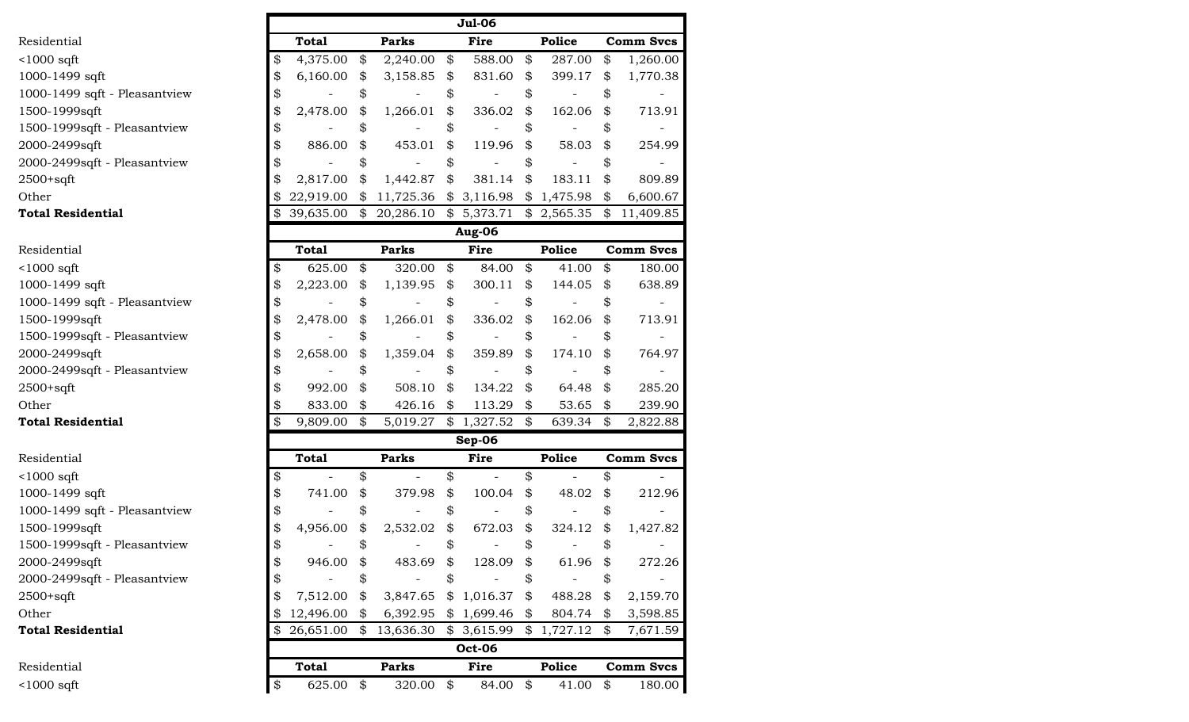| Residential | Total | Parks | Fire | Police | Comm Svcs |
|---|---|---|---|---|---|
| | **Jul-06** | | | | |
| <1000 sqft | $ 4,375.00 | $ 2,240.00 | $ 588.00 | $ 287.00 | $ 1,260.00 |
| 1000-1499 sqft | $ 6,160.00 | $ 3,158.85 | $ 831.60 | $ 399.17 | $ 1,770.38 |
| 1000-1499 sqft - Pleasantview | $ - | $ - | $ - | $ - | $ - |
| 1500-1999sqft | $ 2,478.00 | $ 1,266.01 | $ 336.02 | $ 162.06 | $ 713.91 |
| 1500-1999sqft - Pleasantview | $ - | $ - | $ - | $ - | $ - |
| 2000-2499sqft | $ 886.00 | $ 453.01 | $ 119.96 | $ 58.03 | $ 254.99 |
| 2000-2499sqft - Pleasantview | $ - | $ - | $ - | $ - | $ - |
| 2500+sqft | $ 2,817.00 | $ 1,442.87 | $ 381.14 | $ 183.11 | $ 809.89 |
| Other | $ 22,919.00 | $ 11,725.36 | $ 3,116.98 | $ 1,475.98 | $ 6,600.67 |
| **Total Residential** | $ 39,635.00 | $ 20,286.10 | $ 5,373.71 | $ 2,565.35 | $ 11,409.85 |

| Residential | Total | Parks | Fire | Police | Comm Svcs |
|---|---|---|---|---|---|
| | **Aug-06** | | | | |
| <1000 sqft | $ 625.00 | $ 320.00 | $ 84.00 | $ 41.00 | $ 180.00 |
| 1000-1499 sqft | $ 2,223.00 | $ 1,139.95 | $ 300.11 | $ 144.05 | $ 638.89 |
| 1000-1499 sqft - Pleasantview | $ - | $ - | $ - | $ - | $ - |
| 1500-1999sqft | $ 2,478.00 | $ 1,266.01 | $ 336.02 | $ 162.06 | $ 713.91 |
| 1500-1999sqft - Pleasantview | $ - | $ - | $ - | $ - | $ - |
| 2000-2499sqft | $ 2,658.00 | $ 1,359.04 | $ 359.89 | $ 174.10 | $ 764.97 |
| 2000-2499sqft - Pleasantview | $ - | $ - | $ - | $ - | $ - |
| 2500+sqft | $ 992.00 | $ 508.10 | $ 134.22 | $ 64.48 | $ 285.20 |
| Other | $ 833.00 | $ 426.16 | $ 113.29 | $ 53.65 | $ 239.90 |
| **Total Residential** | $ 9,809.00 | $ 5,019.27 | $ 1,327.52 | $ 639.34 | $ 2,822.88 |

| Residential | Total | Parks | Fire | Police | Comm Svcs |
|---|---|---|---|---|---|
| | **Sep-06** | | | | |
| <1000 sqft | $ - | $ - | $ - | $ - | $ - |
| 1000-1499 sqft | $ 741.00 | $ 379.98 | $ 100.04 | $ 48.02 | $ 212.96 |
| 1000-1499 sqft - Pleasantview | $ - | $ - | $ - | $ - | $ - |
| 1500-1999sqft | $ 4,956.00 | $ 2,532.02 | $ 672.03 | $ 324.12 | $ 1,427.82 |
| 1500-1999sqft - Pleasantview | $ - | $ - | $ - | $ - | $ - |
| 2000-2499sqft | $ 946.00 | $ 483.69 | $ 128.09 | $ 61.96 | $ 272.26 |
| 2000-2499sqft - Pleasantview | $ - | $ - | $ - | $ - | $ - |
| 2500+sqft | $ 7,512.00 | $ 3,847.65 | $ 1,016.37 | $ 488.28 | $ 2,159.70 |
| Other | $ 12,496.00 | $ 6,392.95 | $ 1,699.46 | $ 804.74 | $ 3,598.85 |
| **Total Residential** | $ 26,651.00 | $ 13,636.30 | $ 3,615.99 | $ 1,727.12 | $ 7,671.59 |

| Residential | Total | Parks | Fire | Police | Comm Svcs |
|---|---|---|---|---|---|
| | **Oct-06** | | | | |
| <1000 sqft | $ 625.00 | $ 320.00 | $ 84.00 | $ 41.00 | $ 180.00 |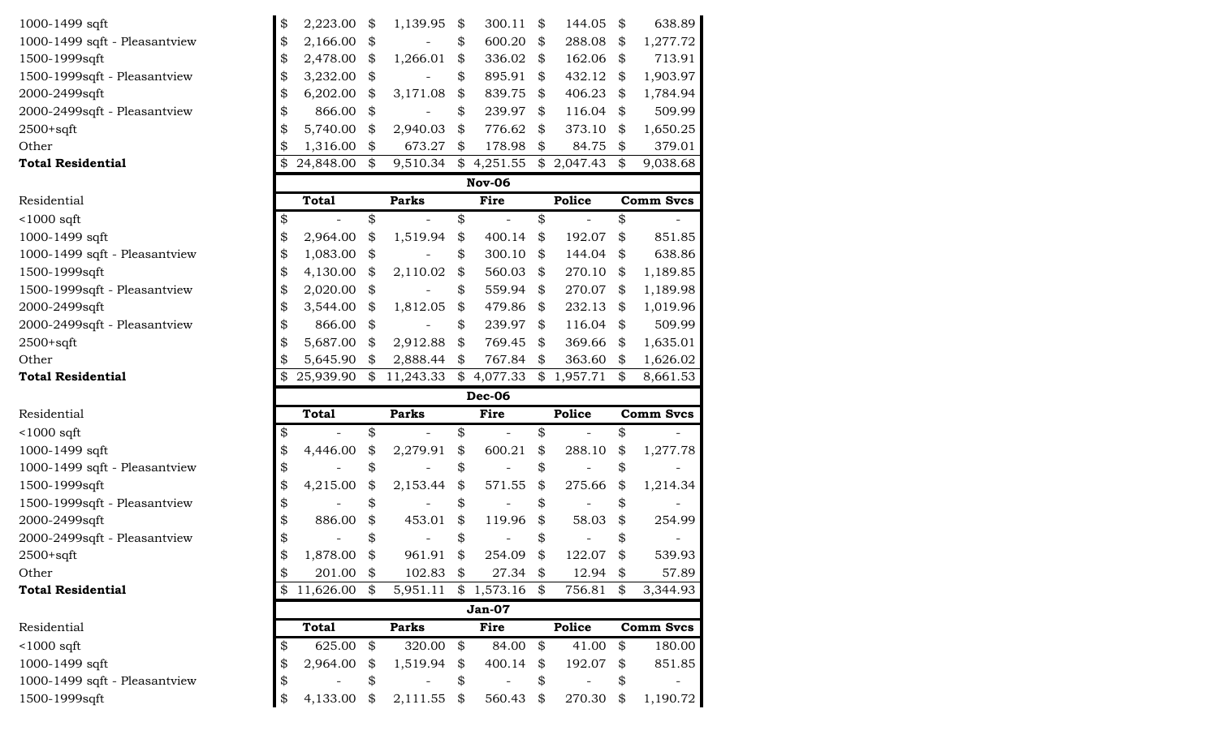| Residential | Total | Parks | Fire | Police | Comm Svcs |
|---|---|---|---|---|---|
| 1000-1499 sqft | $ 2,223.00 | $ 1,139.95 | $ 300.11 | $ 144.05 | $ 638.89 |
| 1000-1499 sqft - Pleasantview | $ 2,166.00 | $ - | $ 600.20 | $ 288.08 | $ 1,277.72 |
| 1500-1999sqft | $ 2,478.00 | $ 1,266.01 | $ 336.02 | $ 162.06 | $ 713.91 |
| 1500-1999sqft - Pleasantview | $ 3,232.00 | $ - | $ 895.91 | $ 432.12 | $ 1,903.97 |
| 2000-2499sqft | $ 6,202.00 | $ 3,171.08 | $ 839.75 | $ 406.23 | $ 1,784.94 |
| 2000-2499sqft - Pleasantview | $ 866.00 | $ - | $ 239.97 | $ 116.04 | $ 509.99 |
| 2500+sqft | $ 5,740.00 | $ 2,940.03 | $ 776.62 | $ 373.10 | $ 1,650.25 |
| Other | $ 1,316.00 | $ 673.27 | $ 178.98 | $ 84.75 | $ 379.01 |
| **Total Residential** | $ 24,848.00 | $ 9,510.34 | $ 4,251.55 | $ 2,047.43 | $ 9,038.68 |

**Nov-06**

| Residential | Total | Parks | Fire | Police | Comm Svcs |
|---|---|---|---|---|---|
| <1000 sqft | $ - | $ - | $ - | $ - | $ - |
| 1000-1499 sqft | $ 2,964.00 | $ 1,519.94 | $ 400.14 | $ 192.07 | $ 851.85 |
| 1000-1499 sqft - Pleasantview | $ 1,083.00 | $ - | $ 300.10 | $ 144.04 | $ 638.86 |
| 1500-1999sqft | $ 4,130.00 | $ 2,110.02 | $ 560.03 | $ 270.10 | $ 1,189.85 |
| 1500-1999sqft - Pleasantview | $ 2,020.00 | $ - | $ 559.94 | $ 270.07 | $ 1,189.98 |
| 2000-2499sqft | $ 3,544.00 | $ 1,812.05 | $ 479.86 | $ 232.13 | $ 1,019.96 |
| 2000-2499sqft - Pleasantview | $ 866.00 | $ - | $ 239.97 | $ 116.04 | $ 509.99 |
| 2500+sqft | $ 5,687.00 | $ 2,912.88 | $ 769.45 | $ 369.66 | $ 1,635.01 |
| Other | $ 5,645.90 | $ 2,888.44 | $ 767.84 | $ 363.60 | $ 1,626.02 |
| **Total Residential** | $ 25,939.90 | $ 11,243.33 | $ 4,077.33 | $ 1,957.71 | $ 8,661.53 |

**Dec-06**

| Residential | Total | Parks | Fire | Police | Comm Svcs |
|---|---|---|---|---|---|
| <1000 sqft | $ - | $ - | $ - | $ - | $ - |
| 1000-1499 sqft | $ 4,446.00 | $ 2,279.91 | $ 600.21 | $ 288.10 | $ 1,277.78 |
| 1000-1499 sqft - Pleasantview | $ - | $ - | $ - | $ - | $ - |
| 1500-1999sqft | $ 4,215.00 | $ 2,153.44 | $ 571.55 | $ 275.66 | $ 1,214.34 |
| 1500-1999sqft - Pleasantview | $ - | $ - | $ - | $ - | $ - |
| 2000-2499sqft | $ 886.00 | $ 453.01 | $ 119.96 | $ 58.03 | $ 254.99 |
| 2000-2499sqft - Pleasantview | $ - | $ - | $ - | $ - | $ - |
| 2500+sqft | $ 1,878.00 | $ 961.91 | $ 254.09 | $ 122.07 | $ 539.93 |
| Other | $ 201.00 | $ 102.83 | $ 27.34 | $ 12.94 | $ 57.89 |
| **Total Residential** | $ 11,626.00 | $ 5,951.11 | $ 1,573.16 | $ 756.81 | $ 3,344.93 |

**Jan-07**

| Residential | Total | Parks | Fire | Police | Comm Svcs |
|---|---|---|---|---|---|
| <1000 sqft | $ 625.00 | $ 320.00 | $ 84.00 | $ 41.00 | $ 180.00 |
| 1000-1499 sqft | $ 2,964.00 | $ 1,519.94 | $ 400.14 | $ 192.07 | $ 851.85 |
| 1000-1499 sqft - Pleasantview | $ - | $ - | $ - | $ - | $ - |
| 1500-1999sqft | $ 4,133.00 | $ 2,111.55 | $ 560.43 | $ 270.30 | $ 1,190.72 |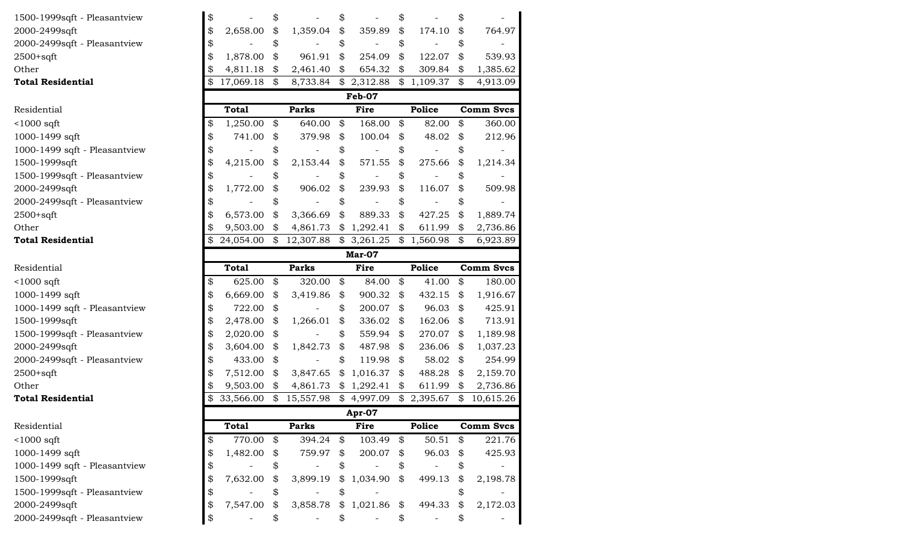| | Total | Parks | Fire | Police | Comm Svcs |
|---|---|---|---|---|---|
| 1500-1999sqft - Pleasantview | $ - | $ - | $ - | $ - | $ - |
| 2000-2499sqft | $ 2,658.00 | $ 1,359.04 | $ 359.89 | $ 174.10 | $ 764.97 |
| 2000-2499sqft - Pleasantview | $ - | $ - | $ - | $ - | $ - |
| 2500+sqft | $ 1,878.00 | $ 961.91 | $ 254.09 | $ 122.07 | $ 539.93 |
| Other | $ 4,811.18 | $ 2,461.40 | $ 654.32 | $ 309.84 | $ 1,385.62 |
| **Total Residential** | $ 17,069.18 | $ 8,733.84 | $ 2,312.88 | $ 1,109.37 | $ 4,913.09 |

**Feb-07**

| Residential | Total | Parks | Fire | Police | Comm Svcs |
|---|---|---|---|---|---|
| <1000 sqft | $ 1,250.00 | $ 640.00 | $ 168.00 | $ 82.00 | $ 360.00 |
| 1000-1499 sqft | $ 741.00 | $ 379.98 | $ 100.04 | $ 48.02 | $ 212.96 |
| 1000-1499 sqft - Pleasantview | $ - | $ - | $ - | $ - | $ - |
| 1500-1999sqft | $ 4,215.00 | $ 2,153.44 | $ 571.55 | $ 275.66 | $ 1,214.34 |
| 1500-1999sqft - Pleasantview | $ - | $ - | $ - | $ - | $ - |
| 2000-2499sqft | $ 1,772.00 | $ 906.02 | $ 239.93 | $ 116.07 | $ 509.98 |
| 2000-2499sqft - Pleasantview | $ - | $ - | $ - | $ - | $ - |
| 2500+sqft | $ 6,573.00 | $ 3,366.69 | $ 889.33 | $ 427.25 | $ 1,889.74 |
| Other | $ 9,503.00 | $ 4,861.73 | $ 1,292.41 | $ 611.99 | $ 2,736.86 |
| **Total Residential** | $ 24,054.00 | $ 12,307.88 | $ 3,261.25 | $ 1,560.98 | $ 6,923.89 |

**Mar-07**

| Residential | Total | Parks | Fire | Police | Comm Svcs |
|---|---|---|---|---|---|
| <1000 sqft | $ 625.00 | $ 320.00 | $ 84.00 | $ 41.00 | $ 180.00 |
| 1000-1499 sqft | $ 6,669.00 | $ 3,419.86 | $ 900.32 | $ 432.15 | $ 1,916.67 |
| 1000-1499 sqft - Pleasantview | $ 722.00 | $ - | $ 200.07 | $ 96.03 | $ 425.91 |
| 1500-1999sqft | $ 2,478.00 | $ 1,266.01 | $ 336.02 | $ 162.06 | $ 713.91 |
| 1500-1999sqft - Pleasantview | $ 2,020.00 | $ - | $ 559.94 | $ 270.07 | $ 1,189.98 |
| 2000-2499sqft | $ 3,604.00 | $ 1,842.73 | $ 487.98 | $ 236.06 | $ 1,037.23 |
| 2000-2499sqft - Pleasantview | $ 433.00 | $ - | $ 119.98 | $ 58.02 | $ 254.99 |
| 2500+sqft | $ 7,512.00 | $ 3,847.65 | $ 1,016.37 | $ 488.28 | $ 2,159.70 |
| Other | $ 9,503.00 | $ 4,861.73 | $ 1,292.41 | $ 611.99 | $ 2,736.86 |
| **Total Residential** | $ 33,566.00 | $ 15,557.98 | $ 4,997.09 | $ 2,395.67 | $ 10,615.26 |

**Apr-07**

| Residential | Total | Parks | Fire | Police | Comm Svcs |
|---|---|---|---|---|---|
| <1000 sqft | $ 770.00 | $ 394.24 | $ 103.49 | $ 50.51 | $ 221.76 |
| 1000-1499 sqft | $ 1,482.00 | $ 759.97 | $ 200.07 | $ 96.03 | $ 425.93 |
| 1000-1499 sqft - Pleasantview | $ - | $ - | $ - | $ - | $ - |
| 1500-1999sqft | $ 7,632.00 | $ 3,899.19 | $ 1,034.90 | $ 499.13 | $ 2,198.78 |
| 1500-1999sqft - Pleasantview | $ - | $ - | $ - | | $ - |
| 2000-2499sqft | $ 7,547.00 | $ 3,858.78 | $ 1,021.86 | $ 494.33 | $ 2,172.03 |
| 2000-2499sqft - Pleasantview | $ - | $ - | $ - | $ - | $ - |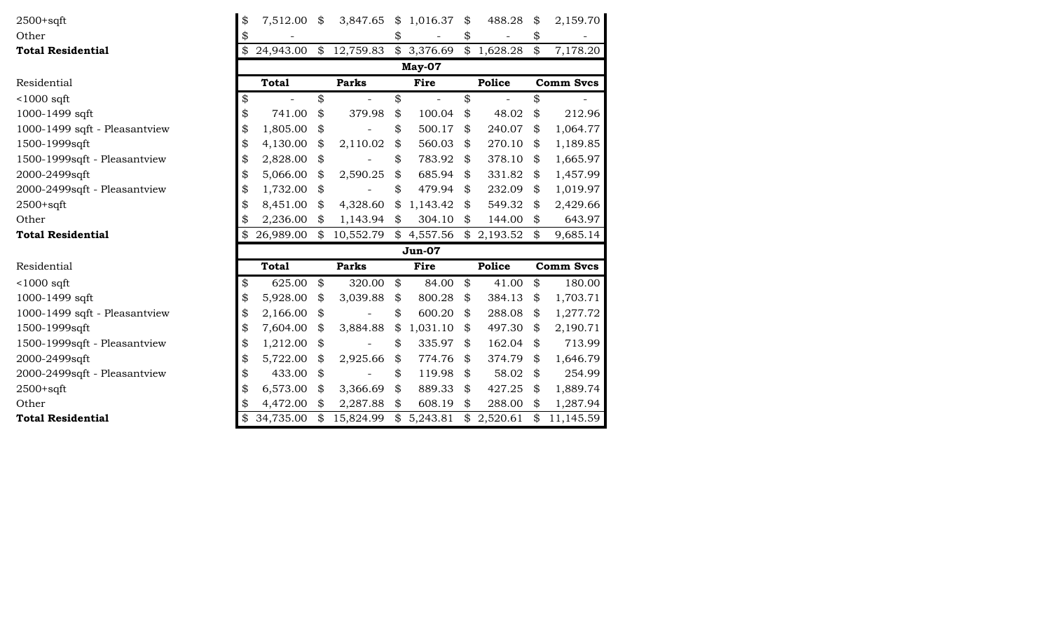| | Total | Parks | Fire | Police | Comm Svcs |
|---|---|---|---|---|---|
| 2500+sqft | $ 7,512.00 | $ 3,847.65 | $ 1,016.37 | $ 488.28 | $ 2,159.70 |
| Other | $ - | | $ - | $ - | $ - |
| **Total Residential** | $ 24,943.00 | $ 12,759.83 | $ 3,376.69 | $ 1,628.28 | $ 7,178.20 |

| | May-07 | | | | |
|---|---|---|---|---|---|
| Residential | **Total** | **Parks** | **Fire** | **Police** | **Comm Svcs** |
| <1000 sqft | $ - | $ - | $ - | $ - | $ - |
| 1000-1499 sqft | $ 741.00 | $ 379.98 | $ 100.04 | $ 48.02 | $ 212.96 |
| 1000-1499 sqft - Pleasantview | $ 1,805.00 | $ - | $ 500.17 | $ 240.07 | $ 1,064.77 |
| 1500-1999sqft | $ 4,130.00 | $ 2,110.02 | $ 560.03 | $ 270.10 | $ 1,189.85 |
| 1500-1999sqft - Pleasantview | $ 2,828.00 | $ - | $ 783.92 | $ 378.10 | $ 1,665.97 |
| 2000-2499sqft | $ 5,066.00 | $ 2,590.25 | $ 685.94 | $ 331.82 | $ 1,457.99 |
| 2000-2499sqft - Pleasantview | $ 1,732.00 | $ - | $ 479.94 | $ 232.09 | $ 1,019.97 |
| 2500+sqft | $ 8,451.00 | $ 4,328.60 | $ 1,143.42 | $ 549.32 | $ 2,429.66 |
| Other | $ 2,236.00 | $ 1,143.94 | $ 304.10 | $ 144.00 | $ 643.97 |
| **Total Residential** | $ 26,989.00 | $ 10,552.79 | $ 4,557.56 | $ 2,193.52 | $ 9,685.14 |

| | Jun-07 | | | | |
|---|---|---|---|---|---|
| Residential | **Total** | **Parks** | **Fire** | **Police** | **Comm Svcs** |
| <1000 sqft | $ 625.00 | $ 320.00 | $ 84.00 | $ 41.00 | $ 180.00 |
| 1000-1499 sqft | $ 5,928.00 | $ 3,039.88 | $ 800.28 | $ 384.13 | $ 1,703.71 |
| 1000-1499 sqft - Pleasantview | $ 2,166.00 | $ - | $ 600.20 | $ 288.08 | $ 1,277.72 |
| 1500-1999sqft | $ 7,604.00 | $ 3,884.88 | $ 1,031.10 | $ 497.30 | $ 2,190.71 |
| 1500-1999sqft - Pleasantview | $ 1,212.00 | $ - | $ 335.97 | $ 162.04 | $ 713.99 |
| 2000-2499sqft | $ 5,722.00 | $ 2,925.66 | $ 774.76 | $ 374.79 | $ 1,646.79 |
| 2000-2499sqft - Pleasantview | $ 433.00 | $ - | $ 119.98 | $ 58.02 | $ 254.99 |
| 2500+sqft | $ 6,573.00 | $ 3,366.69 | $ 889.33 | $ 427.25 | $ 1,889.74 |
| Other | $ 4,472.00 | $ 2,287.88 | $ 608.19 | $ 288.00 | $ 1,287.94 |
| **Total Residential** | $ 34,735.00 | $ 15,824.99 | $ 5,243.81 | $ 2,520.61 | $ 11,145.59 |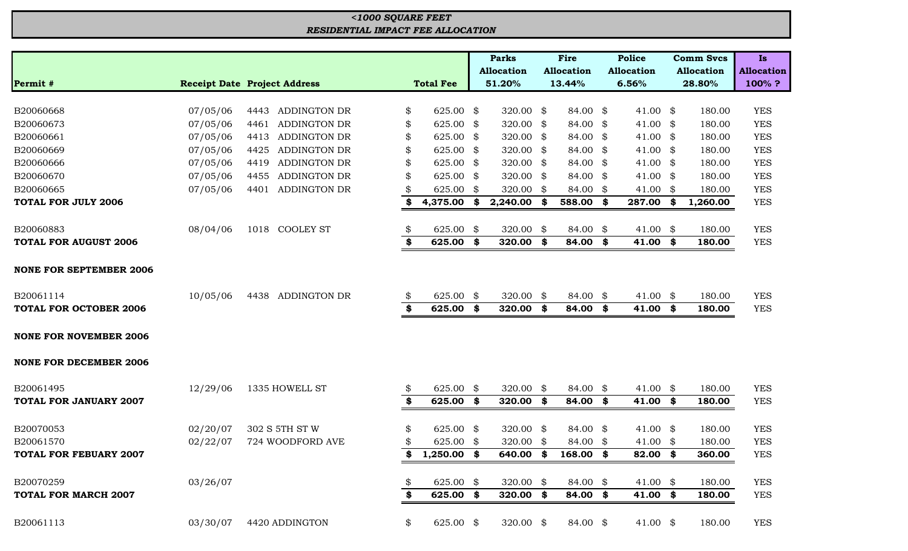***<1000 SQUARE FEET***
***RESIDENTIAL IMPACT FEE ALLOCATION***

| Permit # | Receipt Date | Project Address | Total Fee | Parks Allocation 51.20% | Fire Allocation 13.44% | Police Allocation 6.56% | Comm Svcs Allocation 28.80% | Is Allocation 100% ? |
|---|---|---|---|---|---|---|---|---|
| B20060668 | 07/05/06 | 4443 ADDINGTON DR | $ 625.00 | $ 320.00 | $ 84.00 | $ 41.00 | $ 180.00 | YES |
| B20060673 | 07/05/06 | 4461 ADDINGTON DR | $ 625.00 | $ 320.00 | $ 84.00 | $ 41.00 | $ 180.00 | YES |
| B20060661 | 07/05/06 | 4413 ADDINGTON DR | $ 625.00 | $ 320.00 | $ 84.00 | $ 41.00 | $ 180.00 | YES |
| B20060669 | 07/05/06 | 4425 ADDINGTON DR | $ 625.00 | $ 320.00 | $ 84.00 | $ 41.00 | $ 180.00 | YES |
| B20060666 | 07/05/06 | 4419 ADDINGTON DR | $ 625.00 | $ 320.00 | $ 84.00 | $ 41.00 | $ 180.00 | YES |
| B20060670 | 07/05/06 | 4455 ADDINGTON DR | $ 625.00 | $ 320.00 | $ 84.00 | $ 41.00 | $ 180.00 | YES |
| B20060665 | 07/05/06 | 4401 ADDINGTON DR | $ 625.00 | $ 320.00 | $ 84.00 | $ 41.00 | $ 180.00 | YES |
| **TOTAL FOR JULY 2006** | | | **$ 4,375.00** | **$ 2,240.00** | **$ 588.00** | **$ 287.00** | **$ 1,260.00** | YES |
| B20060883 | 08/04/06 | 1018 COOLEY ST | $ 625.00 | $ 320.00 | $ 84.00 | $ 41.00 | $ 180.00 | YES |
| **TOTAL FOR AUGUST 2006** | | | **$ 625.00** | **$ 320.00** | **$ 84.00** | **$ 41.00** | **$ 180.00** | YES |
| **NONE FOR SEPTEMBER 2006** | | | | | | | | |
| B20061114 | 10/05/06 | 4438 ADDINGTON DR | $ 625.00 | $ 320.00 | $ 84.00 | $ 41.00 | $ 180.00 | YES |
| **TOTAL FOR OCTOBER 2006** | | | **$ 625.00** | **$ 320.00** | **$ 84.00** | **$ 41.00** | **$ 180.00** | YES |
| **NONE FOR NOVEMBER 2006** | | | | | | | | |
| **NONE FOR DECEMBER 2006** | | | | | | | | |
| B20061495 | 12/29/06 | 1335 HOWELL ST | $ 625.00 | $ 320.00 | $ 84.00 | $ 41.00 | $ 180.00 | YES |
| **TOTAL FOR JANUARY 2007** | | | **$ 625.00** | **$ 320.00** | **$ 84.00** | **$ 41.00** | **$ 180.00** | YES |
| B20070053 | 02/20/07 | 302 S 5TH ST W | $ 625.00 | $ 320.00 | $ 84.00 | $ 41.00 | $ 180.00 | YES |
| B20061570 | 02/22/07 | 724 WOODFORD AVE | $ 625.00 | $ 320.00 | $ 84.00 | $ 41.00 | $ 180.00 | YES |
| **TOTAL FOR FEBUARY 2007** | | | **$ 1,250.00** | **$ 640.00** | **$ 168.00** | **$ 82.00** | **$ 360.00** | YES |
| B20070259 | 03/26/07 | | $ 625.00 | $ 320.00 | $ 84.00 | $ 41.00 | $ 180.00 | YES |
| **TOTAL FOR MARCH 2007** | | | **$ 625.00** | **$ 320.00** | **$ 84.00** | **$ 41.00** | **$ 180.00** | YES |
| B20061113 | 03/30/07 | 4420 ADDINGTON | $ 625.00 | $ 320.00 | $ 84.00 | $ 41.00 | $ 180.00 | YES |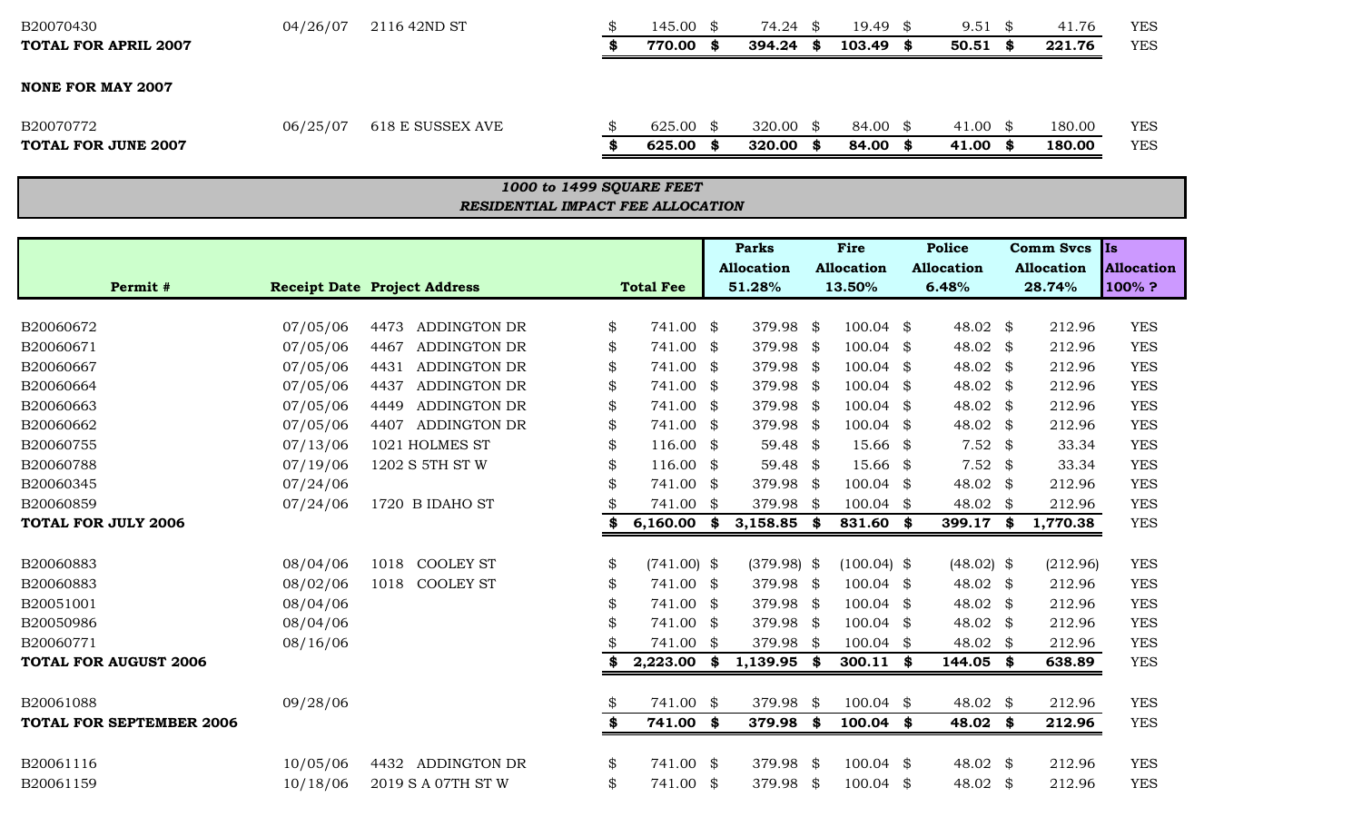| | | | | | | | | |
|---|---|---|---|---|---|---|---|---|
| B20070430 | 04/26/07 | 2116 42ND ST | $ 145.00 | $ 74.24 | $ 19.49 | $ 9.51 | $ 41.76 | YES |
| **TOTAL FOR APRIL 2007** | | | **$ 770.00** | **$ 394.24** | **$ 103.49** | **$ 50.51** | **$ 221.76** | YES |
| | | | | | | | | |
| **NONE FOR MAY 2007** | | | | | | | | |
| | | | | | | | | |
| B20070772 | 06/25/07 | 618 E SUSSEX AVE | $ 625.00 | $ 320.00 | $ 84.00 | $ 41.00 | $ 180.00 | YES |
| **TOTAL FOR JUNE 2007** | | | **$ 625.00** | **$ 320.00** | **$ 84.00** | **$ 41.00** | **$ 180.00** | YES |

***1000 to 1499 SQUARE FEET***
***RESIDENTIAL IMPACT FEE ALLOCATION***

| Permit # | Receipt Date | Project Address | Total Fee | Parks Allocation 51.28% | Fire Allocation 13.50% | Police Allocation 6.48% | Comm Svcs Allocation 28.74% | Is Allocation 100% ? |
|---|---|---|---|---|---|---|---|---|
| B20060672 | 07/05/06 | 4473 ADDINGTON DR | $ 741.00 | $ 379.98 | $ 100.04 | $ 48.02 | $ 212.96 | YES |
| B20060671 | 07/05/06 | 4467 ADDINGTON DR | $ 741.00 | $ 379.98 | $ 100.04 | $ 48.02 | $ 212.96 | YES |
| B20060667 | 07/05/06 | 4431 ADDINGTON DR | $ 741.00 | $ 379.98 | $ 100.04 | $ 48.02 | $ 212.96 | YES |
| B20060664 | 07/05/06 | 4437 ADDINGTON DR | $ 741.00 | $ 379.98 | $ 100.04 | $ 48.02 | $ 212.96 | YES |
| B20060663 | 07/05/06 | 4449 ADDINGTON DR | $ 741.00 | $ 379.98 | $ 100.04 | $ 48.02 | $ 212.96 | YES |
| B20060662 | 07/05/06 | 4407 ADDINGTON DR | $ 741.00 | $ 379.98 | $ 100.04 | $ 48.02 | $ 212.96 | YES |
| B20060755 | 07/13/06 | 1021 HOLMES ST | $ 116.00 | $ 59.48 | $ 15.66 | $ 7.52 | $ 33.34 | YES |
| B20060788 | 07/19/06 | 1202 S 5TH ST W | $ 116.00 | $ 59.48 | $ 15.66 | $ 7.52 | $ 33.34 | YES |
| B20060345 | 07/24/06 | | $ 741.00 | $ 379.98 | $ 100.04 | $ 48.02 | $ 212.96 | YES |
| B20060859 | 07/24/06 | 1720 B IDAHO ST | $ 741.00 | $ 379.98 | $ 100.04 | $ 48.02 | $ 212.96 | YES |
| **TOTAL FOR JULY 2006** | | | **$ 6,160.00** | **$ 3,158.85** | **$ 831.60** | **$ 399.17** | **$ 1,770.38** | YES |
| | | | | | | | | |
| B20060883 | 08/04/06 | 1018 COOLEY ST | $ (741.00) | $ (379.98) | $ (100.04) | $ (48.02) | $ (212.96) | YES |
| B20060883 | 08/02/06 | 1018 COOLEY ST | $ 741.00 | $ 379.98 | $ 100.04 | $ 48.02 | $ 212.96 | YES |
| B20051001 | 08/04/06 | | $ 741.00 | $ 379.98 | $ 100.04 | $ 48.02 | $ 212.96 | YES |
| B20050986 | 08/04/06 | | $ 741.00 | $ 379.98 | $ 100.04 | $ 48.02 | $ 212.96 | YES |
| B20060771 | 08/16/06 | | $ 741.00 | $ 379.98 | $ 100.04 | $ 48.02 | $ 212.96 | YES |
| **TOTAL FOR AUGUST 2006** | | | **$ 2,223.00** | **$ 1,139.95** | **$ 300.11** | **$ 144.05** | **$ 638.89** | YES |
| | | | | | | | | |
| B20061088 | 09/28/06 | | $ 741.00 | $ 379.98 | $ 100.04 | $ 48.02 | $ 212.96 | YES |
| **TOTAL FOR SEPTEMBER 2006** | | | **$ 741.00** | **$ 379.98** | **$ 100.04** | **$ 48.02** | **$ 212.96** | YES |
| | | | | | | | | |
| B20061116 | 10/05/06 | 4432 ADDINGTON DR | $ 741.00 | $ 379.98 | $ 100.04 | $ 48.02 | $ 212.96 | YES |
| B20061159 | 10/18/06 | 2019 S A 07TH ST W | $ 741.00 | $ 379.98 | $ 100.04 | $ 48.02 | $ 212.96 | YES |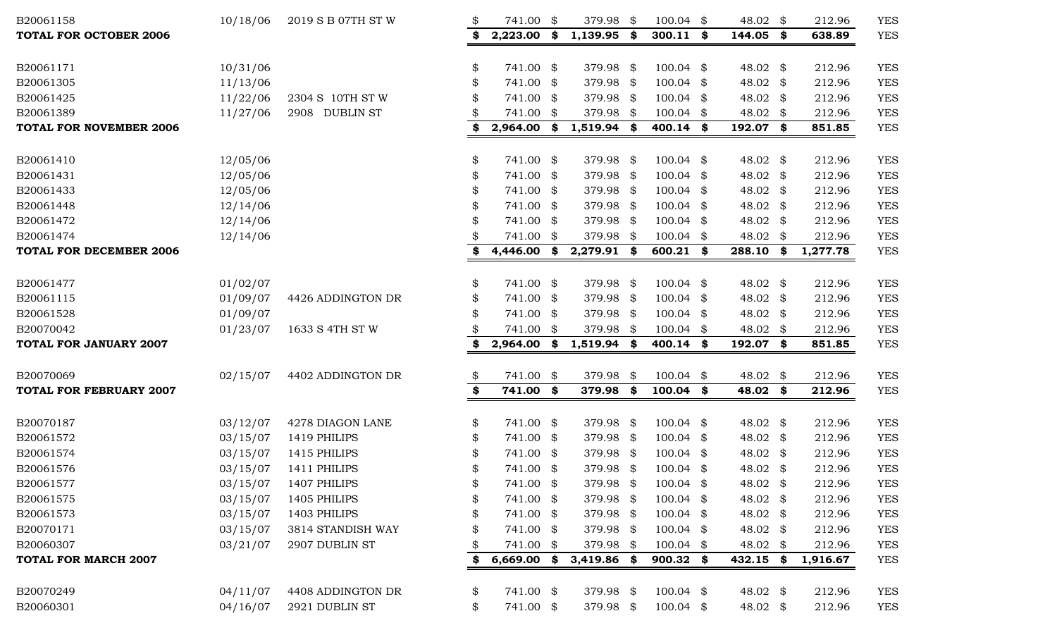| | | | | | | | | |
|---|---|---|---|---|---|---|---|---|
| B20061158 | 10/18/06 | 2019 S B 07TH ST W | $ 741.00 | $ 379.98 | $ 100.04 | $ 48.02 | $ 212.96 | YES |
| **TOTAL FOR OCTOBER 2006** | | | **$ 2,223.00** | **$ 1,139.95** | **$ 300.11** | **$ 144.05** | **$ 638.89** | YES |
| | | | | | | | | |
| B20061171 | 10/31/06 | | $ 741.00 | $ 379.98 | $ 100.04 | $ 48.02 | $ 212.96 | YES |
| B20061305 | 11/13/06 | | $ 741.00 | $ 379.98 | $ 100.04 | $ 48.02 | $ 212.96 | YES |
| B20061425 | 11/22/06 | 2304 S 10TH ST W | $ 741.00 | $ 379.98 | $ 100.04 | $ 48.02 | $ 212.96 | YES |
| B20061389 | 11/27/06 | 2908 DUBLIN ST | $ 741.00 | $ 379.98 | $ 100.04 | $ 48.02 | $ 212.96 | YES |
| **TOTAL FOR NOVEMBER 2006** | | | **$ 2,964.00** | **$ 1,519.94** | **$ 400.14** | **$ 192.07** | **$ 851.85** | YES |
| | | | | | | | | |
| B20061410 | 12/05/06 | | $ 741.00 | $ 379.98 | $ 100.04 | $ 48.02 | $ 212.96 | YES |
| B20061431 | 12/05/06 | | $ 741.00 | $ 379.98 | $ 100.04 | $ 48.02 | $ 212.96 | YES |
| B20061433 | 12/05/06 | | $ 741.00 | $ 379.98 | $ 100.04 | $ 48.02 | $ 212.96 | YES |
| B20061448 | 12/14/06 | | $ 741.00 | $ 379.98 | $ 100.04 | $ 48.02 | $ 212.96 | YES |
| B20061472 | 12/14/06 | | $ 741.00 | $ 379.98 | $ 100.04 | $ 48.02 | $ 212.96 | YES |
| B20061474 | 12/14/06 | | $ 741.00 | $ 379.98 | $ 100.04 | $ 48.02 | $ 212.96 | YES |
| **TOTAL FOR DECEMBER 2006** | | | **$ 4,446.00** | **$ 2,279.91** | **$ 600.21** | **$ 288.10** | **$ 1,277.78** | YES |
| | | | | | | | | |
| B20061477 | 01/02/07 | | $ 741.00 | $ 379.98 | $ 100.04 | $ 48.02 | $ 212.96 | YES |
| B20061115 | 01/09/07 | 4426 ADDINGTON DR | $ 741.00 | $ 379.98 | $ 100.04 | $ 48.02 | $ 212.96 | YES |
| B20061528 | 01/09/07 | | $ 741.00 | $ 379.98 | $ 100.04 | $ 48.02 | $ 212.96 | YES |
| B20070042 | 01/23/07 | 1633 S 4TH ST W | $ 741.00 | $ 379.98 | $ 100.04 | $ 48.02 | $ 212.96 | YES |
| **TOTAL FOR JANUARY 2007** | | | **$ 2,964.00** | **$ 1,519.94** | **$ 400.14** | **$ 192.07** | **$ 851.85** | YES |
| | | | | | | | | |
| B20070069 | 02/15/07 | 4402 ADDINGTON DR | $ 741.00 | $ 379.98 | $ 100.04 | $ 48.02 | $ 212.96 | YES |
| **TOTAL FOR FEBRUARY 2007** | | | **$ 741.00** | **$ 379.98** | **$ 100.04** | **$ 48.02** | **$ 212.96** | YES |
| | | | | | | | | |
| B20070187 | 03/12/07 | 4278 DIAGON LANE | $ 741.00 | $ 379.98 | $ 100.04 | $ 48.02 | $ 212.96 | YES |
| B20061572 | 03/15/07 | 1419 PHILIPS | $ 741.00 | $ 379.98 | $ 100.04 | $ 48.02 | $ 212.96 | YES |
| B20061574 | 03/15/07 | 1415 PHILIPS | $ 741.00 | $ 379.98 | $ 100.04 | $ 48.02 | $ 212.96 | YES |
| B20061576 | 03/15/07 | 1411 PHILIPS | $ 741.00 | $ 379.98 | $ 100.04 | $ 48.02 | $ 212.96 | YES |
| B20061577 | 03/15/07 | 1407 PHILIPS | $ 741.00 | $ 379.98 | $ 100.04 | $ 48.02 | $ 212.96 | YES |
| B20061575 | 03/15/07 | 1405 PHILIPS | $ 741.00 | $ 379.98 | $ 100.04 | $ 48.02 | $ 212.96 | YES |
| B20061573 | 03/15/07 | 1403 PHILIPS | $ 741.00 | $ 379.98 | $ 100.04 | $ 48.02 | $ 212.96 | YES |
| B20070171 | 03/15/07 | 3814 STANDISH WAY | $ 741.00 | $ 379.98 | $ 100.04 | $ 48.02 | $ 212.96 | YES |
| B20060307 | 03/21/07 | 2907 DUBLIN ST | $ 741.00 | $ 379.98 | $ 100.04 | $ 48.02 | $ 212.96 | YES |
| **TOTAL FOR MARCH 2007** | | | **$ 6,669.00** | **$ 3,419.86** | **$ 900.32** | **$ 432.15** | **$ 1,916.67** | YES |
| | | | | | | | | |
| B20070249 | 04/11/07 | 4408 ADDINGTON DR | $ 741.00 | $ 379.98 | $ 100.04 | $ 48.02 | $ 212.96 | YES |
| B20060301 | 04/16/07 | 2921 DUBLIN ST | $ 741.00 | $ 379.98 | $ 100.04 | $ 48.02 | $ 212.96 | YES |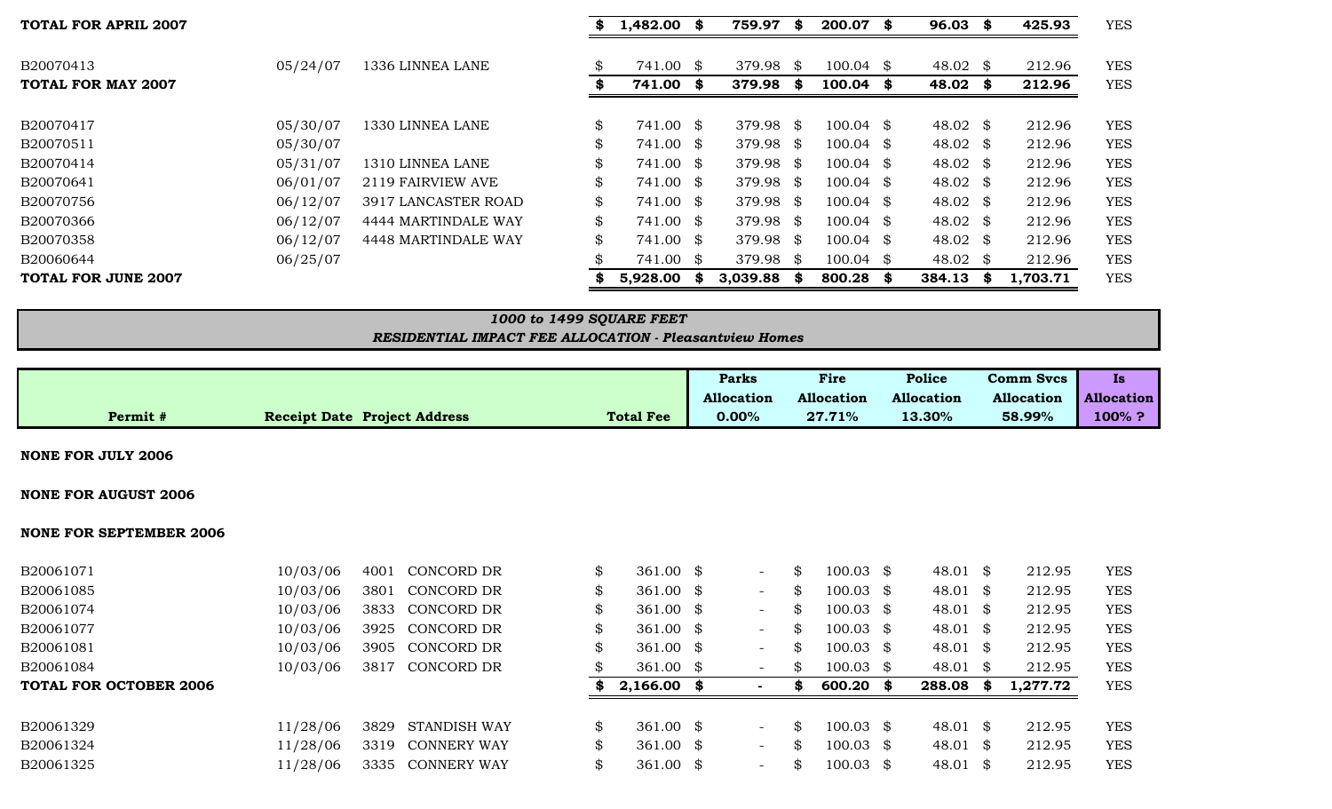| | | | | | | | | |
|---|---|---|---|---|---|---|---|---|
| **TOTAL FOR APRIL 2007** | | | **$ 1,482.00** | **$ 759.97** | **$ 200.07** | **$ 96.03** | **$ 425.93** | YES |
| B20070413 | 05/24/07 | 1336 LINNEA LANE | $ 741.00 | $ 379.98 | $ 100.04 | $ 48.02 | $ 212.96 | YES |
| **TOTAL FOR MAY 2007** | | | **$ 741.00** | **$ 379.98** | **$ 100.04** | **$ 48.02** | **$ 212.96** | YES |
| B20070417 | 05/30/07 | 1330 LINNEA LANE | $ 741.00 | $ 379.98 | $ 100.04 | $ 48.02 | $ 212.96 | YES |
| B20070511 | 05/30/07 | | $ 741.00 | $ 379.98 | $ 100.04 | $ 48.02 | $ 212.96 | YES |
| B20070414 | 05/31/07 | 1310 LINNEA LANE | $ 741.00 | $ 379.98 | $ 100.04 | $ 48.02 | $ 212.96 | YES |
| B20070641 | 06/01/07 | 2119 FAIRVIEW AVE | $ 741.00 | $ 379.98 | $ 100.04 | $ 48.02 | $ 212.96 | YES |
| B20070756 | 06/12/07 | 3917 LANCASTER ROAD | $ 741.00 | $ 379.98 | $ 100.04 | $ 48.02 | $ 212.96 | YES |
| B20070366 | 06/12/07 | 4444 MARTINDALE WAY | $ 741.00 | $ 379.98 | $ 100.04 | $ 48.02 | $ 212.96 | YES |
| B20070358 | 06/12/07 | 4448 MARTINDALE WAY | $ 741.00 | $ 379.98 | $ 100.04 | $ 48.02 | $ 212.96 | YES |
| B20060644 | 06/25/07 | | $ 741.00 | $ 379.98 | $ 100.04 | $ 48.02 | $ 212.96 | YES |
| **TOTAL FOR JUNE 2007** | | | **$ 5,928.00** | **$ 3,039.88** | **$ 800.28** | **$ 384.13** | **$ 1,703.71** | YES |

***1000 to 1499 SQUARE FEET***

***RESIDENTIAL IMPACT FEE ALLOCATION - Pleasantview Homes***

| Permit # | Receipt Date | Project Address | Total Fee | Parks Allocation 0.00% | Fire Allocation 27.71% | Police Allocation 13.30% | Comm Svcs Allocation 58.99% | Is Allocation 100% ? |
|---|---|---|---|---|---|---|---|---|
| **NONE FOR JULY 2006** | | | | | | | | |
| **NONE FOR AUGUST 2006** | | | | | | | | |
| **NONE FOR SEPTEMBER 2006** | | | | | | | | |
| B20061071 | 10/03/06 | 4001 CONCORD DR | $ 361.00 | $ - | $ 100.03 | $ 48.01 | $ 212.95 | YES |
| B20061085 | 10/03/06 | 3801 CONCORD DR | $ 361.00 | $ - | $ 100.03 | $ 48.01 | $ 212.95 | YES |
| B20061074 | 10/03/06 | 3833 CONCORD DR | $ 361.00 | $ - | $ 100.03 | $ 48.01 | $ 212.95 | YES |
| B20061077 | 10/03/06 | 3925 CONCORD DR | $ 361.00 | $ - | $ 100.03 | $ 48.01 | $ 212.95 | YES |
| B20061081 | 10/03/06 | 3905 CONCORD DR | $ 361.00 | $ - | $ 100.03 | $ 48.01 | $ 212.95 | YES |
| B20061084 | 10/03/06 | 3817 CONCORD DR | $ 361.00 | $ - | $ 100.03 | $ 48.01 | $ 212.95 | YES |
| **TOTAL FOR OCTOBER 2006** | | | **$ 2,166.00** | **$ -** | **$ 600.20** | **$ 288.08** | **$ 1,277.72** | YES |
| B20061329 | 11/28/06 | 3829 STANDISH WAY | $ 361.00 | $ - | $ 100.03 | $ 48.01 | $ 212.95 | YES |
| B20061324 | 11/28/06 | 3319 CONNERY WAY | $ 361.00 | $ - | $ 100.03 | $ 48.01 | $ 212.95 | YES |
| B20061325 | 11/28/06 | 3335 CONNERY WAY | $ 361.00 | $ - | $ 100.03 | $ 48.01 | $ 212.95 | YES |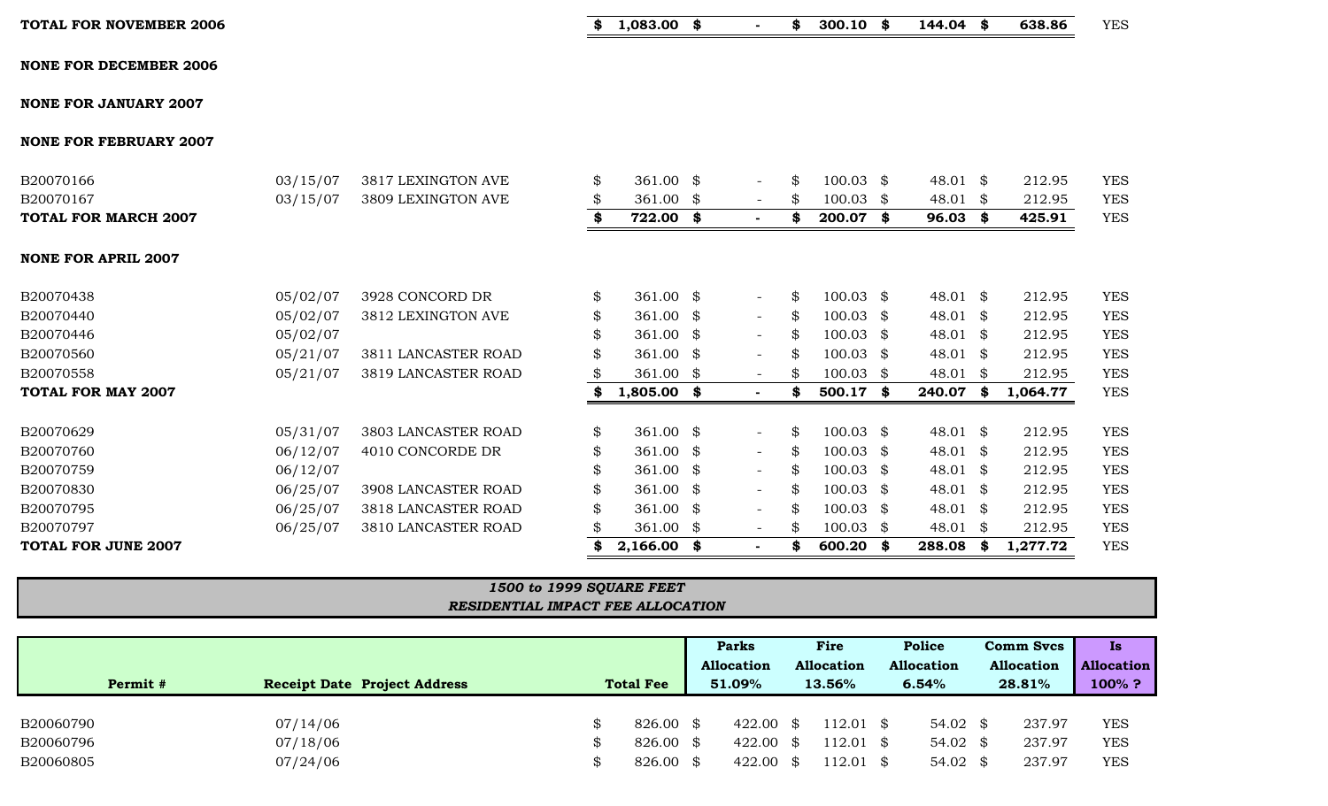| | | | | | | | | |
|---|---|---|---|---|---|---|---|---|
| **TOTAL FOR NOVEMBER 2006** | | | **$ 1,083.00** | **$ -** | **$ 300.10** | **$ 144.04** | **$ 638.86** | YES |
| **NONE FOR DECEMBER 2006** | | | | | | | | |
| **NONE FOR JANUARY 2007** | | | | | | | | |
| **NONE FOR FEBRUARY 2007** | | | | | | | | |
| B20070166 | 03/15/07 | 3817 LEXINGTON AVE | $ 361.00 | $ - | $ 100.03 | $ 48.01 | $ 212.95 | YES |
| B20070167 | 03/15/07 | 3809 LEXINGTON AVE | $ 361.00 | $ - | $ 100.03 | $ 48.01 | $ 212.95 | YES |
| **TOTAL FOR MARCH 2007** | | | **$ 722.00** | **$ -** | **$ 200.07** | **$ 96.03** | **$ 425.91** | YES |
| **NONE FOR APRIL 2007** | | | | | | | | |
| B20070438 | 05/02/07 | 3928 CONCORD DR | $ 361.00 | $ - | $ 100.03 | $ 48.01 | $ 212.95 | YES |
| B20070440 | 05/02/07 | 3812 LEXINGTON AVE | $ 361.00 | $ - | $ 100.03 | $ 48.01 | $ 212.95 | YES |
| B20070446 | 05/02/07 | | $ 361.00 | $ - | $ 100.03 | $ 48.01 | $ 212.95 | YES |
| B20070560 | 05/21/07 | 3811 LANCASTER ROAD | $ 361.00 | $ - | $ 100.03 | $ 48.01 | $ 212.95 | YES |
| B20070558 | 05/21/07 | 3819 LANCASTER ROAD | $ 361.00 | $ - | $ 100.03 | $ 48.01 | $ 212.95 | YES |
| **TOTAL FOR MAY 2007** | | | **$ 1,805.00** | **$ -** | **$ 500.17** | **$ 240.07** | **$ 1,064.77** | YES |
| B20070629 | 05/31/07 | 3803 LANCASTER ROAD | $ 361.00 | $ - | $ 100.03 | $ 48.01 | $ 212.95 | YES |
| B20070760 | 06/12/07 | 4010 CONCORDE DR | $ 361.00 | $ - | $ 100.03 | $ 48.01 | $ 212.95 | YES |
| B20070759 | 06/12/07 | | $ 361.00 | $ - | $ 100.03 | $ 48.01 | $ 212.95 | YES |
| B20070830 | 06/25/07 | 3908 LANCASTER ROAD | $ 361.00 | $ - | $ 100.03 | $ 48.01 | $ 212.95 | YES |
| B20070795 | 06/25/07 | 3818 LANCASTER ROAD | $ 361.00 | $ - | $ 100.03 | $ 48.01 | $ 212.95 | YES |
| B20070797 | 06/25/07 | 3810 LANCASTER ROAD | $ 361.00 | $ - | $ 100.03 | $ 48.01 | $ 212.95 | YES |
| **TOTAL FOR JUNE 2007** | | | **$ 2,166.00** | **$ -** | **$ 600.20** | **$ 288.08** | **$ 1,277.72** | YES |

***1500 to 1999 SQUARE FEET***
***RESIDENTIAL IMPACT FEE ALLOCATION***

| Permit # | Receipt Date | Project Address | Total Fee | Parks Allocation 51.09% | Fire Allocation 13.56% | Police Allocation 6.54% | Comm Svcs Allocation 28.81% | Is Allocation 100% ? |
|---|---|---|---|---|---|---|---|---|
| B20060790 | 07/14/06 | | $ 826.00 | $ 422.00 | $ 112.01 | $ 54.02 | $ 237.97 | YES |
| B20060796 | 07/18/06 | | $ 826.00 | $ 422.00 | $ 112.01 | $ 54.02 | $ 237.97 | YES |
| B20060805 | 07/24/06 | | $ 826.00 | $ 422.00 | $ 112.01 | $ 54.02 | $ 237.97 | YES |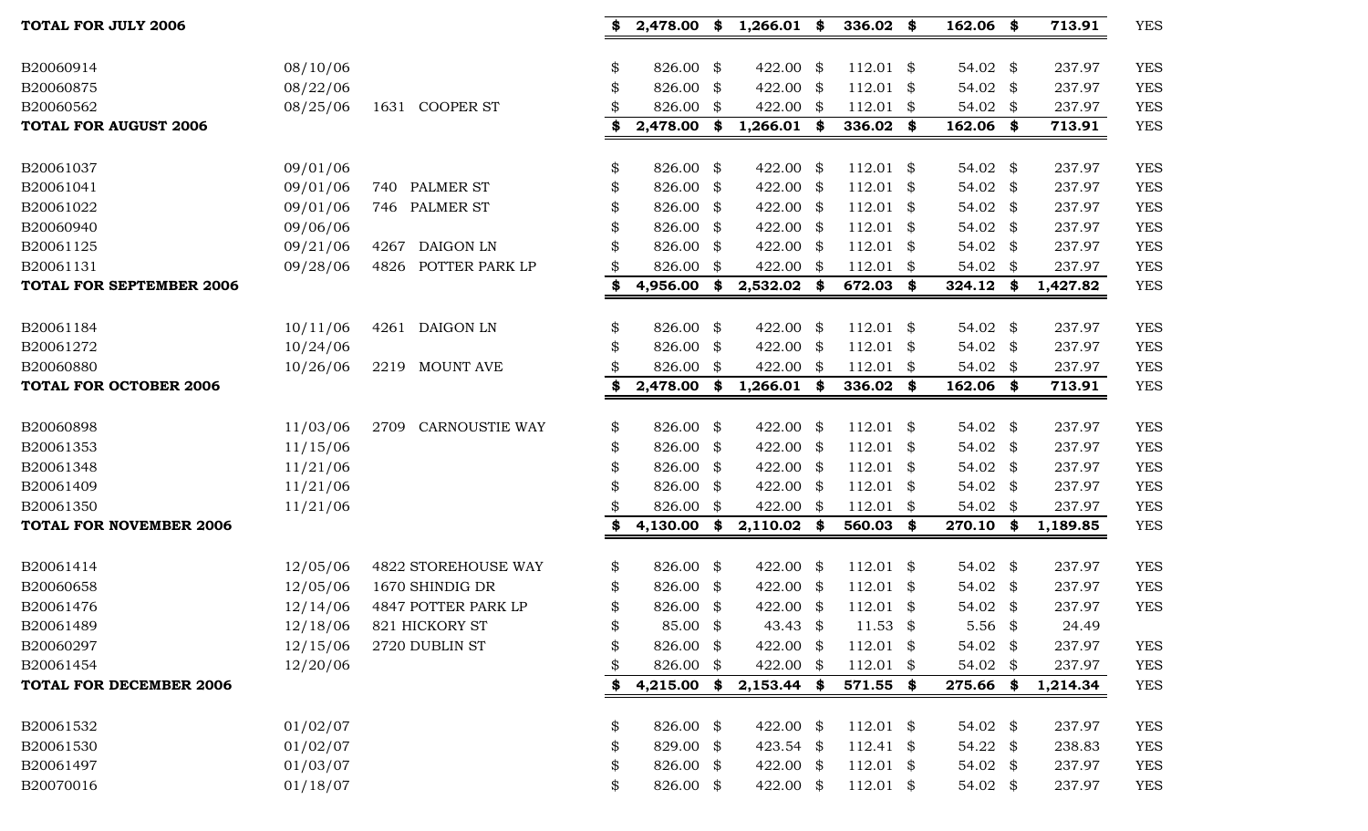| | | | | | | | | |
|---|---|---|---|---|---|---|---|---|
| **TOTAL FOR JULY 2006** | | | **$ 2,478.00** | **$ 1,266.01** | **$ 336.02** | **$ 162.06** | **$ 713.91** | YES |
| | | | | | | | | |
| B20060914 | 08/10/06 | | $ 826.00 | $ 422.00 | $ 112.01 | $ 54.02 | $ 237.97 | YES |
| B20060875 | 08/22/06 | | $ 826.00 | $ 422.00 | $ 112.01 | $ 54.02 | $ 237.97 | YES |
| B20060562 | 08/25/06 | 1631 COOPER ST | $ 826.00 | $ 422.00 | $ 112.01 | $ 54.02 | $ 237.97 | YES |
| **TOTAL FOR AUGUST 2006** | | | **$ 2,478.00** | **$ 1,266.01** | **$ 336.02** | **$ 162.06** | **$ 713.91** | YES |
| | | | | | | | | |
| B20061037 | 09/01/06 | | $ 826.00 | $ 422.00 | $ 112.01 | $ 54.02 | $ 237.97 | YES |
| B20061041 | 09/01/06 | 740 PALMER ST | $ 826.00 | $ 422.00 | $ 112.01 | $ 54.02 | $ 237.97 | YES |
| B20061022 | 09/01/06 | 746 PALMER ST | $ 826.00 | $ 422.00 | $ 112.01 | $ 54.02 | $ 237.97 | YES |
| B20060940 | 09/06/06 | | $ 826.00 | $ 422.00 | $ 112.01 | $ 54.02 | $ 237.97 | YES |
| B20061125 | 09/21/06 | 4267 DAIGON LN | $ 826.00 | $ 422.00 | $ 112.01 | $ 54.02 | $ 237.97 | YES |
| B20061131 | 09/28/06 | 4826 POTTER PARK LP | $ 826.00 | $ 422.00 | $ 112.01 | $ 54.02 | $ 237.97 | YES |
| **TOTAL FOR SEPTEMBER 2006** | | | **$ 4,956.00** | **$ 2,532.02** | **$ 672.03** | **$ 324.12** | **$ 1,427.82** | YES |
| | | | | | | | | |
| B20061184 | 10/11/06 | 4261 DAIGON LN | $ 826.00 | $ 422.00 | $ 112.01 | $ 54.02 | $ 237.97 | YES |
| B20061272 | 10/24/06 | | $ 826.00 | $ 422.00 | $ 112.01 | $ 54.02 | $ 237.97 | YES |
| B20060880 | 10/26/06 | 2219 MOUNT AVE | $ 826.00 | $ 422.00 | $ 112.01 | $ 54.02 | $ 237.97 | YES |
| **TOTAL FOR OCTOBER 2006** | | | **$ 2,478.00** | **$ 1,266.01** | **$ 336.02** | **$ 162.06** | **$ 713.91** | YES |
| | | | | | | | | |
| B20060898 | 11/03/06 | 2709 CARNOUSTIE WAY | $ 826.00 | $ 422.00 | $ 112.01 | $ 54.02 | $ 237.97 | YES |
| B20061353 | 11/15/06 | | $ 826.00 | $ 422.00 | $ 112.01 | $ 54.02 | $ 237.97 | YES |
| B20061348 | 11/21/06 | | $ 826.00 | $ 422.00 | $ 112.01 | $ 54.02 | $ 237.97 | YES |
| B20061409 | 11/21/06 | | $ 826.00 | $ 422.00 | $ 112.01 | $ 54.02 | $ 237.97 | YES |
| B20061350 | 11/21/06 | | $ 826.00 | $ 422.00 | $ 112.01 | $ 54.02 | $ 237.97 | YES |
| **TOTAL FOR NOVEMBER 2006** | | | **$ 4,130.00** | **$ 2,110.02** | **$ 560.03** | **$ 270.10** | **$ 1,189.85** | YES |
| | | | | | | | | |
| B20061414 | 12/05/06 | 4822 STOREHOUSE WAY | $ 826.00 | $ 422.00 | $ 112.01 | $ 54.02 | $ 237.97 | YES |
| B20060658 | 12/05/06 | 1670 SHINDIG DR | $ 826.00 | $ 422.00 | $ 112.01 | $ 54.02 | $ 237.97 | YES |
| B20061476 | 12/14/06 | 4847 POTTER PARK LP | $ 826.00 | $ 422.00 | $ 112.01 | $ 54.02 | $ 237.97 | YES |
| B20061489 | 12/18/06 | 821 HICKORY ST | $ 85.00 | $ 43.43 | $ 11.53 | $ 5.56 | $ 24.49 | |
| B20060297 | 12/15/06 | 2720 DUBLIN ST | $ 826.00 | $ 422.00 | $ 112.01 | $ 54.02 | $ 237.97 | YES |
| B20061454 | 12/20/06 | | $ 826.00 | $ 422.00 | $ 112.01 | $ 54.02 | $ 237.97 | YES |
| **TOTAL FOR DECEMBER 2006** | | | **$ 4,215.00** | **$ 2,153.44** | **$ 571.55** | **$ 275.66** | **$ 1,214.34** | YES |
| | | | | | | | | |
| B20061532 | 01/02/07 | | $ 826.00 | $ 422.00 | $ 112.01 | $ 54.02 | $ 237.97 | YES |
| B20061530 | 01/02/07 | | $ 829.00 | $ 423.54 | $ 112.41 | $ 54.22 | $ 238.83 | YES |
| B20061497 | 01/03/07 | | $ 826.00 | $ 422.00 | $ 112.01 | $ 54.02 | $ 237.97 | YES |
| B20070016 | 01/18/07 | | $ 826.00 | $ 422.00 | $ 112.01 | $ 54.02 | $ 237.97 | YES |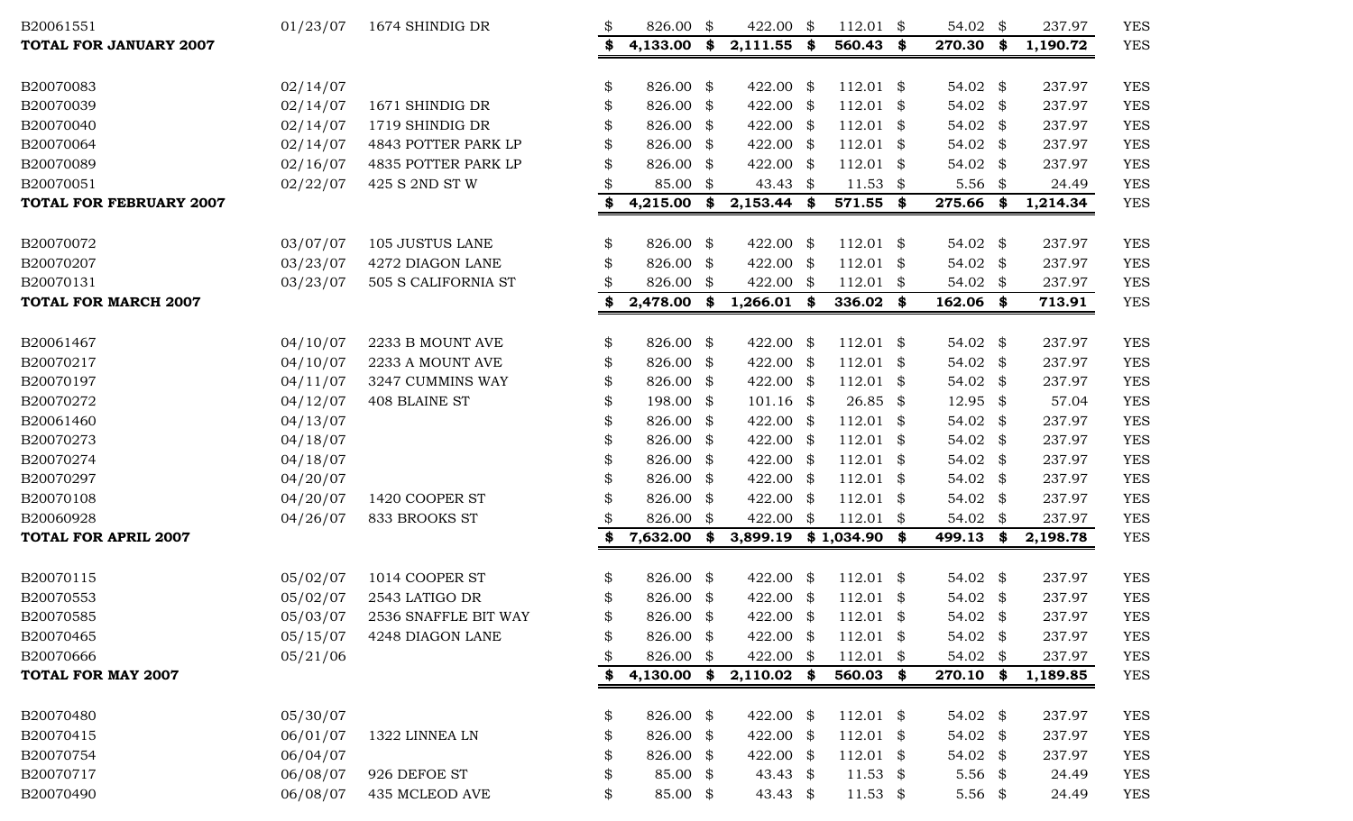| | | | | | | | | |
|---|---|---|---|---|---|---|---|---|
| B20061551 | 01/23/07 | 1674 SHINDIG DR | $ 826.00 | $ 422.00 | $ 112.01 | $ 54.02 | $ 237.97 | YES |
| **TOTAL FOR JANUARY 2007** | | | **$ 4,133.00** | **$ 2,111.55** | **$ 560.43** | **$ 270.30** | **$ 1,190.72** | YES |
| | | | | | | | | |
| B20070083 | 02/14/07 | | $ 826.00 | $ 422.00 | $ 112.01 | $ 54.02 | $ 237.97 | YES |
| B20070039 | 02/14/07 | 1671 SHINDIG DR | $ 826.00 | $ 422.00 | $ 112.01 | $ 54.02 | $ 237.97 | YES |
| B20070040 | 02/14/07 | 1719 SHINDIG DR | $ 826.00 | $ 422.00 | $ 112.01 | $ 54.02 | $ 237.97 | YES |
| B20070064 | 02/14/07 | 4843 POTTER PARK LP | $ 826.00 | $ 422.00 | $ 112.01 | $ 54.02 | $ 237.97 | YES |
| B20070089 | 02/16/07 | 4835 POTTER PARK LP | $ 826.00 | $ 422.00 | $ 112.01 | $ 54.02 | $ 237.97 | YES |
| B20070051 | 02/22/07 | 425 S 2ND ST W | $ 85.00 | $ 43.43 | $ 11.53 | $ 5.56 | $ 24.49 | YES |
| **TOTAL FOR FEBRUARY 2007** | | | **$ 4,215.00** | **$ 2,153.44** | **$ 571.55** | **$ 275.66** | **$ 1,214.34** | YES |
| | | | | | | | | |
| B20070072 | 03/07/07 | 105 JUSTUS LANE | $ 826.00 | $ 422.00 | $ 112.01 | $ 54.02 | $ 237.97 | YES |
| B20070207 | 03/23/07 | 4272 DIAGON LANE | $ 826.00 | $ 422.00 | $ 112.01 | $ 54.02 | $ 237.97 | YES |
| B20070131 | 03/23/07 | 505 S CALIFORNIA ST | $ 826.00 | $ 422.00 | $ 112.01 | $ 54.02 | $ 237.97 | YES |
| **TOTAL FOR MARCH 2007** | | | **$ 2,478.00** | **$ 1,266.01** | **$ 336.02** | **$ 162.06** | **$ 713.91** | YES |
| | | | | | | | | |
| B20061467 | 04/10/07 | 2233 B MOUNT AVE | $ 826.00 | $ 422.00 | $ 112.01 | $ 54.02 | $ 237.97 | YES |
| B20070217 | 04/10/07 | 2233 A MOUNT AVE | $ 826.00 | $ 422.00 | $ 112.01 | $ 54.02 | $ 237.97 | YES |
| B20070197 | 04/11/07 | 3247 CUMMINS WAY | $ 826.00 | $ 422.00 | $ 112.01 | $ 54.02 | $ 237.97 | YES |
| B20070272 | 04/12/07 | 408 BLAINE ST | $ 198.00 | $ 101.16 | $ 26.85 | $ 12.95 | $ 57.04 | YES |
| B20061460 | 04/13/07 | | $ 826.00 | $ 422.00 | $ 112.01 | $ 54.02 | $ 237.97 | YES |
| B20070273 | 04/18/07 | | $ 826.00 | $ 422.00 | $ 112.01 | $ 54.02 | $ 237.97 | YES |
| B20070274 | 04/18/07 | | $ 826.00 | $ 422.00 | $ 112.01 | $ 54.02 | $ 237.97 | YES |
| B20070297 | 04/20/07 | | $ 826.00 | $ 422.00 | $ 112.01 | $ 54.02 | $ 237.97 | YES |
| B20070108 | 04/20/07 | 1420 COOPER ST | $ 826.00 | $ 422.00 | $ 112.01 | $ 54.02 | $ 237.97 | YES |
| B20060928 | 04/26/07 | 833 BROOKS ST | $ 826.00 | $ 422.00 | $ 112.01 | $ 54.02 | $ 237.97 | YES |
| **TOTAL FOR APRIL 2007** | | | **$ 7,632.00** | **$ 3,899.19** | **$ 1,034.90** | **$ 499.13** | **$ 2,198.78** | YES |
| | | | | | | | | |
| B20070115 | 05/02/07 | 1014 COOPER ST | $ 826.00 | $ 422.00 | $ 112.01 | $ 54.02 | $ 237.97 | YES |
| B20070553 | 05/02/07 | 2543 LATIGO DR | $ 826.00 | $ 422.00 | $ 112.01 | $ 54.02 | $ 237.97 | YES |
| B20070585 | 05/03/07 | 2536 SNAFFLE BIT WAY | $ 826.00 | $ 422.00 | $ 112.01 | $ 54.02 | $ 237.97 | YES |
| B20070465 | 05/15/07 | 4248 DIAGON LANE | $ 826.00 | $ 422.00 | $ 112.01 | $ 54.02 | $ 237.97 | YES |
| B20070666 | 05/21/06 | | $ 826.00 | $ 422.00 | $ 112.01 | $ 54.02 | $ 237.97 | YES |
| **TOTAL FOR MAY 2007** | | | **$ 4,130.00** | **$ 2,110.02** | **$ 560.03** | **$ 270.10** | **$ 1,189.85** | YES |
| | | | | | | | | |
| B20070480 | 05/30/07 | | $ 826.00 | $ 422.00 | $ 112.01 | $ 54.02 | $ 237.97 | YES |
| B20070415 | 06/01/07 | 1322 LINNEA LN | $ 826.00 | $ 422.00 | $ 112.01 | $ 54.02 | $ 237.97 | YES |
| B20070754 | 06/04/07 | | $ 826.00 | $ 422.00 | $ 112.01 | $ 54.02 | $ 237.97 | YES |
| B20070717 | 06/08/07 | 926 DEFOE ST | $ 85.00 | $ 43.43 | $ 11.53 | $ 5.56 | $ 24.49 | YES |
| B20070490 | 06/08/07 | 435 MCLEOD AVE | $ 85.00 | $ 43.43 | $ 11.53 | $ 5.56 | $ 24.49 | YES |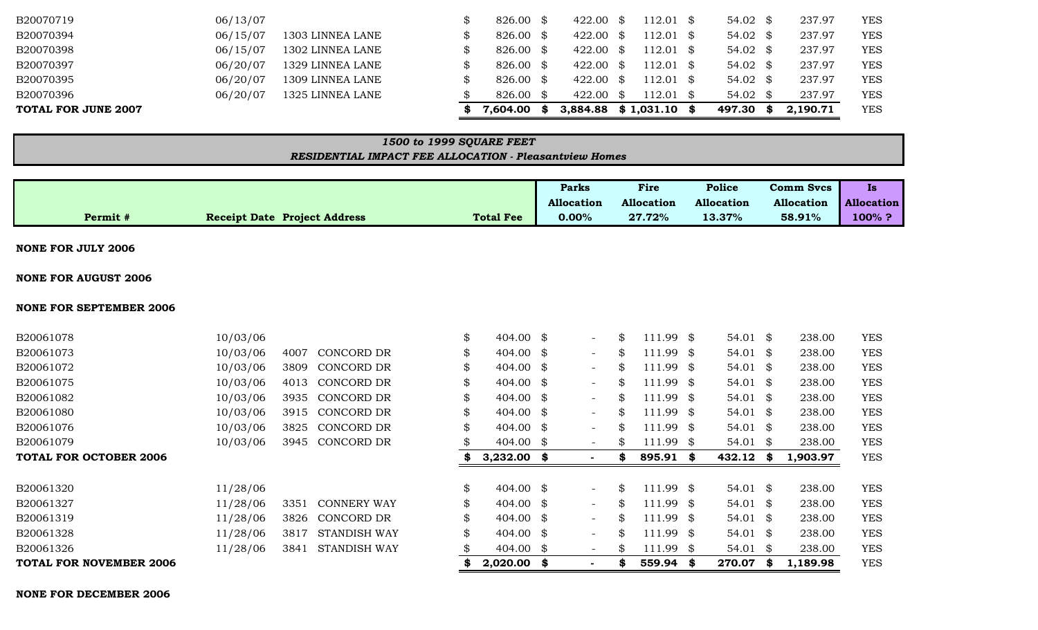| | | | | | | | | |
|---|---|---|---|---|---|---|---|---|
| B20070719 | 06/13/07 | | $ 826.00 | $ 422.00 | $ 112.01 | $ 54.02 | $ 237.97 | YES |
| B20070394 | 06/15/07 | 1303 LINNEA LANE | $ 826.00 | $ 422.00 | $ 112.01 | $ 54.02 | $ 237.97 | YES |
| B20070398 | 06/15/07 | 1302 LINNEA LANE | $ 826.00 | $ 422.00 | $ 112.01 | $ 54.02 | $ 237.97 | YES |
| B20070397 | 06/20/07 | 1329 LINNEA LANE | $ 826.00 | $ 422.00 | $ 112.01 | $ 54.02 | $ 237.97 | YES |
| B20070395 | 06/20/07 | 1309 LINNEA LANE | $ 826.00 | $ 422.00 | $ 112.01 | $ 54.02 | $ 237.97 | YES |
| B20070396 | 06/20/07 | 1325 LINNEA LANE | $ 826.00 | $ 422.00 | $ 112.01 | $ 54.02 | $ 237.97 | YES |
| **TOTAL FOR JUNE 2007** | | | **$ 7,604.00** | **$ 3,884.88** | **$ 1,031.10** | **$ 497.30** | **$ 2,190.71** | YES |

***1500 to 1999 SQUARE FEET***

***RESIDENTIAL IMPACT FEE ALLOCATION - Pleasantview Homes***

| Permit # | Receipt Date | Project Address | Total Fee | Parks Allocation 0.00% | Fire Allocation 27.72% | Police Allocation 13.37% | Comm Svcs Allocation 58.91% | Is Allocation 100% ? |
|---|---|---|---|---|---|---|---|---|
| **NONE FOR JULY 2006** | | | | | | | | |
| **NONE FOR AUGUST 2006** | | | | | | | | |
| **NONE FOR SEPTEMBER 2006** | | | | | | | | |
| B20061078 | 10/03/06 | | $ 404.00 | $ - | $ 111.99 | $ 54.01 | $ 238.00 | YES |
| B20061073 | 10/03/06 | 4007 CONCORD DR | $ 404.00 | $ - | $ 111.99 | $ 54.01 | $ 238.00 | YES |
| B20061072 | 10/03/06 | 3809 CONCORD DR | $ 404.00 | $ - | $ 111.99 | $ 54.01 | $ 238.00 | YES |
| B20061075 | 10/03/06 | 4013 CONCORD DR | $ 404.00 | $ - | $ 111.99 | $ 54.01 | $ 238.00 | YES |
| B20061082 | 10/03/06 | 3935 CONCORD DR | $ 404.00 | $ - | $ 111.99 | $ 54.01 | $ 238.00 | YES |
| B20061080 | 10/03/06 | 3915 CONCORD DR | $ 404.00 | $ - | $ 111.99 | $ 54.01 | $ 238.00 | YES |
| B20061076 | 10/03/06 | 3825 CONCORD DR | $ 404.00 | $ - | $ 111.99 | $ 54.01 | $ 238.00 | YES |
| B20061079 | 10/03/06 | 3945 CONCORD DR | $ 404.00 | $ - | $ 111.99 | $ 54.01 | $ 238.00 | YES |
| **TOTAL FOR OCTOBER 2006** | | | **$ 3,232.00** | **$ -** | **$ 895.91** | **$ 432.12** | **$ 1,903.97** | YES |
| B20061320 | 11/28/06 | | $ 404.00 | $ - | $ 111.99 | $ 54.01 | $ 238.00 | YES |
| B20061327 | 11/28/06 | 3351 CONNERY WAY | $ 404.00 | $ - | $ 111.99 | $ 54.01 | $ 238.00 | YES |
| B20061319 | 11/28/06 | 3826 CONCORD DR | $ 404.00 | $ - | $ 111.99 | $ 54.01 | $ 238.00 | YES |
| B20061328 | 11/28/06 | 3817 STANDISH WAY | $ 404.00 | $ - | $ 111.99 | $ 54.01 | $ 238.00 | YES |
| B20061326 | 11/28/06 | 3841 STANDISH WAY | $ 404.00 | $ - | $ 111.99 | $ 54.01 | $ 238.00 | YES |
| **TOTAL FOR NOVEMBER 2006** | | | **$ 2,020.00** | **$ -** | **$ 559.94** | **$ 270.07** | **$ 1,189.98** | YES |
| **NONE FOR DECEMBER 2006** | | | | | | | | |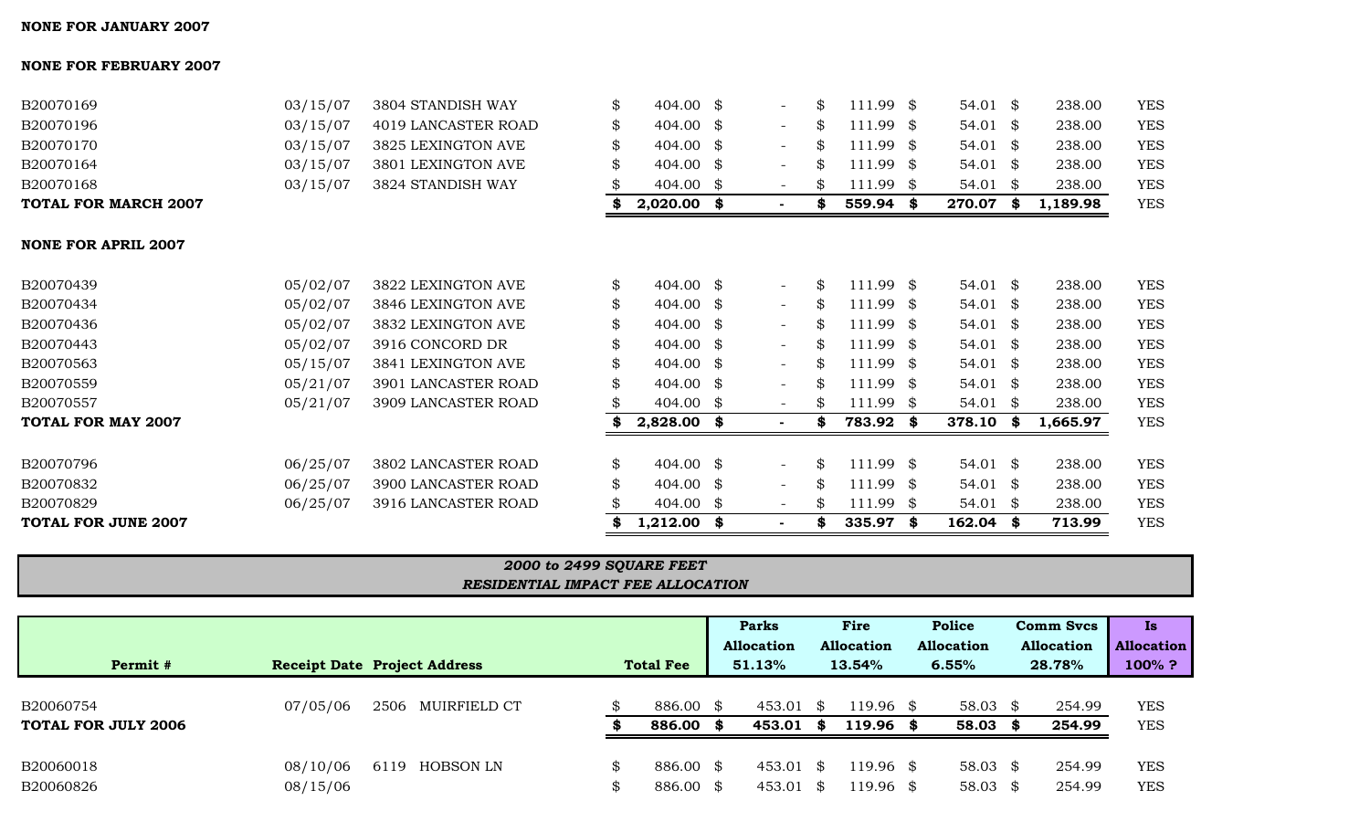**NONE FOR JANUARY 2007**

**NONE FOR FEBRUARY 2007**

| | | | | | | | | |
|---|---|---|---|---|---|---|---|---|
| B20070169 | 03/15/07 | 3804 STANDISH WAY | $ 404.00 | $ - | $ 111.99 | $ 54.01 | $ 238.00 | YES |
| B20070196 | 03/15/07 | 4019 LANCASTER ROAD | $ 404.00 | $ - | $ 111.99 | $ 54.01 | $ 238.00 | YES |
| B20070170 | 03/15/07 | 3825 LEXINGTON AVE | $ 404.00 | $ - | $ 111.99 | $ 54.01 | $ 238.00 | YES |
| B20070164 | 03/15/07 | 3801 LEXINGTON AVE | $ 404.00 | $ - | $ 111.99 | $ 54.01 | $ 238.00 | YES |
| B20070168 | 03/15/07 | 3824 STANDISH WAY | $ 404.00 | $ - | $ 111.99 | $ 54.01 | $ 238.00 | YES |
| **TOTAL FOR MARCH 2007** | | | **$ 2,020.00** | **$ -** | **$ 559.94** | **$ 270.07** | **$ 1,189.98** | YES |

**NONE FOR APRIL 2007**

| | | | | | | | | |
|---|---|---|---|---|---|---|---|---|
| B20070439 | 05/02/07 | 3822 LEXINGTON AVE | $ 404.00 | $ - | $ 111.99 | $ 54.01 | $ 238.00 | YES |
| B20070434 | 05/02/07 | 3846 LEXINGTON AVE | $ 404.00 | $ - | $ 111.99 | $ 54.01 | $ 238.00 | YES |
| B20070436 | 05/02/07 | 3832 LEXINGTON AVE | $ 404.00 | $ - | $ 111.99 | $ 54.01 | $ 238.00 | YES |
| B20070443 | 05/02/07 | 3916 CONCORD DR | $ 404.00 | $ - | $ 111.99 | $ 54.01 | $ 238.00 | YES |
| B20070563 | 05/15/07 | 3841 LEXINGTON AVE | $ 404.00 | $ - | $ 111.99 | $ 54.01 | $ 238.00 | YES |
| B20070559 | 05/21/07 | 3901 LANCASTER ROAD | $ 404.00 | $ - | $ 111.99 | $ 54.01 | $ 238.00 | YES |
| B20070557 | 05/21/07 | 3909 LANCASTER ROAD | $ 404.00 | $ - | $ 111.99 | $ 54.01 | $ 238.00 | YES |
| **TOTAL FOR MAY 2007** | | | **$ 2,828.00** | **$ -** | **$ 783.92** | **$ 378.10** | **$ 1,665.97** | YES |
| | | | | | | | | |
| B20070796 | 06/25/07 | 3802 LANCASTER ROAD | $ 404.00 | $ - | $ 111.99 | $ 54.01 | $ 238.00 | YES |
| B20070832 | 06/25/07 | 3900 LANCASTER ROAD | $ 404.00 | $ - | $ 111.99 | $ 54.01 | $ 238.00 | YES |
| B20070829 | 06/25/07 | 3916 LANCASTER ROAD | $ 404.00 | $ - | $ 111.99 | $ 54.01 | $ 238.00 | YES |
| **TOTAL FOR JUNE 2007** | | | **$ 1,212.00** | **$ -** | **$ 335.97** | **$ 162.04** | **$ 713.99** | YES |

***2000 to 2499 SQUARE FEET***
***RESIDENTIAL IMPACT FEE ALLOCATION***

| Permit # | Receipt Date | Project Address | Total Fee | Parks Allocation 51.13% | Fire Allocation 13.54% | Police Allocation 6.55% | Comm Svcs Allocation 28.78% | Is Allocation 100% ? |
|---|---|---|---|---|---|---|---|---|
| B20060754 | 07/05/06 | 2506 MUIRFIELD CT | $ 886.00 | $ 453.01 | $ 119.96 | $ 58.03 | $ 254.99 | YES |
| **TOTAL FOR JULY 2006** | | | **$ 886.00** | **$ 453.01** | **$ 119.96** | **$ 58.03** | **$ 254.99** | YES |
| | | | | | | | | |
| B20060018 | 08/10/06 | 6119 HOBSON LN | $ 886.00 | $ 453.01 | $ 119.96 | $ 58.03 | $ 254.99 | YES |
| B20060826 | 08/15/06 | | $ 886.00 | $ 453.01 | $ 119.96 | $ 58.03 | $ 254.99 | YES |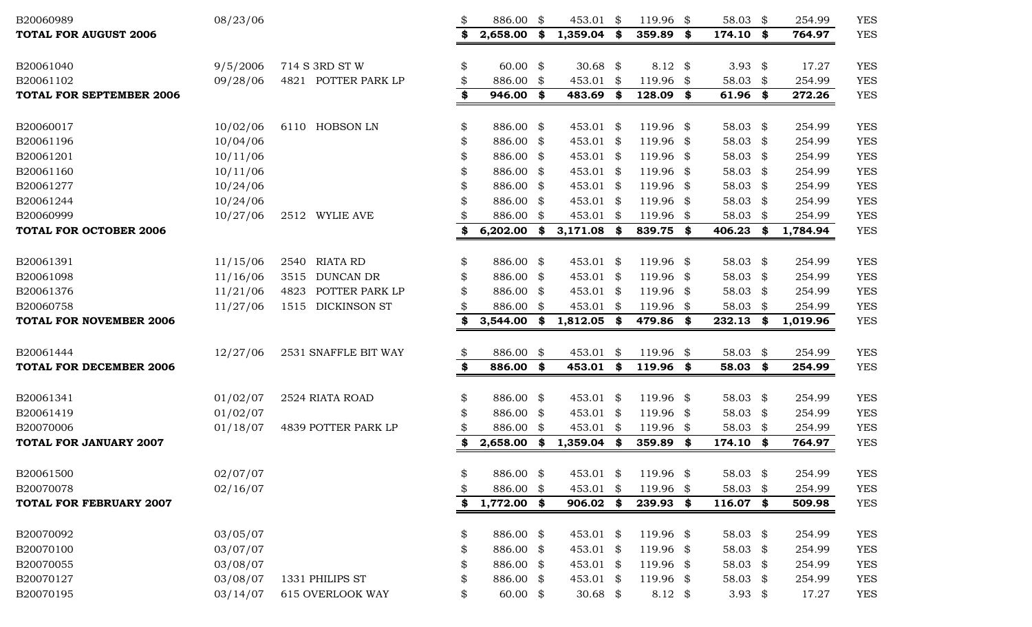| | | | | | | | | |
|---|---|---|---|---|---|---|---|---|
| B20060989 | 08/23/06 | | $ 886.00 | $ 453.01 | $ 119.96 | $ 58.03 | $ 254.99 | YES |
| **TOTAL FOR AUGUST 2006** | | | **$ 2,658.00** | **$ 1,359.04** | **$ 359.89** | **$ 174.10** | **$ 764.97** | YES |
| | | | | | | | | |
| B20061040 | 9/5/2006 | 714 S 3RD ST W | $ 60.00 | $ 30.68 | $ 8.12 | $ 3.93 | $ 17.27 | YES |
| B20061102 | 09/28/06 | 4821 POTTER PARK LP | $ 886.00 | $ 453.01 | $ 119.96 | $ 58.03 | $ 254.99 | YES |
| **TOTAL FOR SEPTEMBER 2006** | | | **$ 946.00** | **$ 483.69** | **$ 128.09** | **$ 61.96** | **$ 272.26** | YES |
| | | | | | | | | |
| B20060017 | 10/02/06 | 6110 HOBSON LN | $ 886.00 | $ 453.01 | $ 119.96 | $ 58.03 | $ 254.99 | YES |
| B20061196 | 10/04/06 | | $ 886.00 | $ 453.01 | $ 119.96 | $ 58.03 | $ 254.99 | YES |
| B20061201 | 10/11/06 | | $ 886.00 | $ 453.01 | $ 119.96 | $ 58.03 | $ 254.99 | YES |
| B20061160 | 10/11/06 | | $ 886.00 | $ 453.01 | $ 119.96 | $ 58.03 | $ 254.99 | YES |
| B20061277 | 10/24/06 | | $ 886.00 | $ 453.01 | $ 119.96 | $ 58.03 | $ 254.99 | YES |
| B20061244 | 10/24/06 | | $ 886.00 | $ 453.01 | $ 119.96 | $ 58.03 | $ 254.99 | YES |
| B20060999 | 10/27/06 | 2512 WYLIE AVE | $ 886.00 | $ 453.01 | $ 119.96 | $ 58.03 | $ 254.99 | YES |
| **TOTAL FOR OCTOBER 2006** | | | **$ 6,202.00** | **$ 3,171.08** | **$ 839.75** | **$ 406.23** | **$ 1,784.94** | YES |
| | | | | | | | | |
| B20061391 | 11/15/06 | 2540 RIATA RD | $ 886.00 | $ 453.01 | $ 119.96 | $ 58.03 | $ 254.99 | YES |
| B20061098 | 11/16/06 | 3515 DUNCAN DR | $ 886.00 | $ 453.01 | $ 119.96 | $ 58.03 | $ 254.99 | YES |
| B20061376 | 11/21/06 | 4823 POTTER PARK LP | $ 886.00 | $ 453.01 | $ 119.96 | $ 58.03 | $ 254.99 | YES |
| B20060758 | 11/27/06 | 1515 DICKINSON ST | $ 886.00 | $ 453.01 | $ 119.96 | $ 58.03 | $ 254.99 | YES |
| **TOTAL FOR NOVEMBER 2006** | | | **$ 3,544.00** | **$ 1,812.05** | **$ 479.86** | **$ 232.13** | **$ 1,019.96** | YES |
| | | | | | | | | |
| B20061444 | 12/27/06 | 2531 SNAFFLE BIT WAY | $ 886.00 | $ 453.01 | $ 119.96 | $ 58.03 | $ 254.99 | YES |
| **TOTAL FOR DECEMBER 2006** | | | **$ 886.00** | **$ 453.01** | **$ 119.96** | **$ 58.03** | **$ 254.99** | YES |
| | | | | | | | | |
| B20061341 | 01/02/07 | 2524 RIATA ROAD | $ 886.00 | $ 453.01 | $ 119.96 | $ 58.03 | $ 254.99 | YES |
| B20061419 | 01/02/07 | | $ 886.00 | $ 453.01 | $ 119.96 | $ 58.03 | $ 254.99 | YES |
| B20070006 | 01/18/07 | 4839 POTTER PARK LP | $ 886.00 | $ 453.01 | $ 119.96 | $ 58.03 | $ 254.99 | YES |
| **TOTAL FOR JANUARY 2007** | | | **$ 2,658.00** | **$ 1,359.04** | **$ 359.89** | **$ 174.10** | **$ 764.97** | YES |
| | | | | | | | | |
| B20061500 | 02/07/07 | | $ 886.00 | $ 453.01 | $ 119.96 | $ 58.03 | $ 254.99 | YES |
| B20070078 | 02/16/07 | | $ 886.00 | $ 453.01 | $ 119.96 | $ 58.03 | $ 254.99 | YES |
| **TOTAL FOR FEBRUARY 2007** | | | **$ 1,772.00** | **$ 906.02** | **$ 239.93** | **$ 116.07** | **$ 509.98** | YES |
| | | | | | | | | |
| B20070092 | 03/05/07 | | $ 886.00 | $ 453.01 | $ 119.96 | $ 58.03 | $ 254.99 | YES |
| B20070100 | 03/07/07 | | $ 886.00 | $ 453.01 | $ 119.96 | $ 58.03 | $ 254.99 | YES |
| B20070055 | 03/08/07 | | $ 886.00 | $ 453.01 | $ 119.96 | $ 58.03 | $ 254.99 | YES |
| B20070127 | 03/08/07 | 1331 PHILIPS ST | $ 886.00 | $ 453.01 | $ 119.96 | $ 58.03 | $ 254.99 | YES |
| B20070195 | 03/14/07 | 615 OVERLOOK WAY | $ 60.00 | $ 30.68 | $ 8.12 | $ 3.93 | $ 17.27 | YES |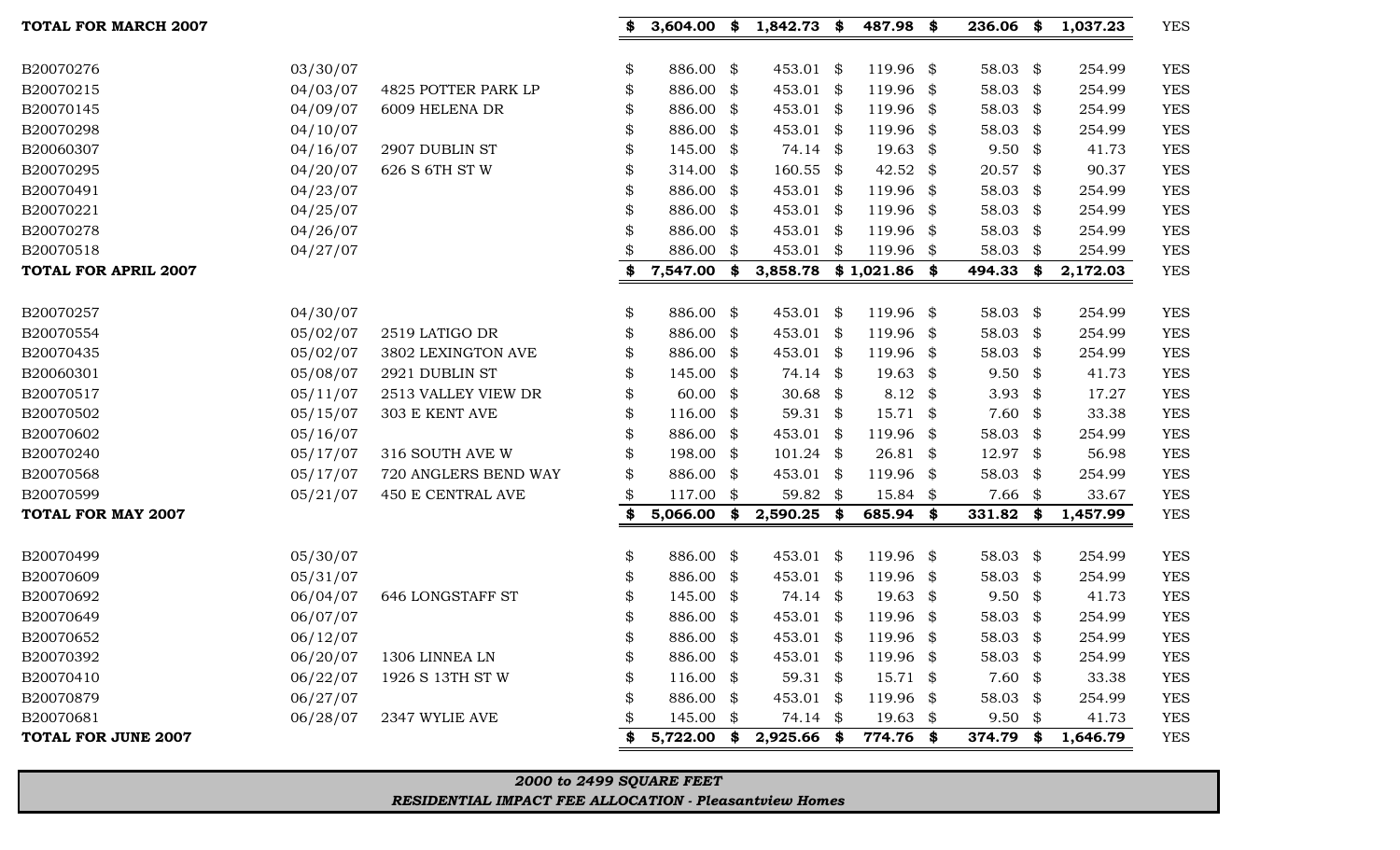| | | | | | | | |
|---|---|---|---|---|---|---|---|
| **TOTAL FOR MARCH 2007** | | | **$ 3,604.00** | **$ 1,842.73** | **$ 487.98** | **$ 236.06** | **$ 1,037.23** | YES |
| B20070276 | 03/30/07 | | $ 886.00 | $ 453.01 | $ 119.96 | $ 58.03 | $ 254.99 | YES |
| B20070215 | 04/03/07 | 4825 POTTER PARK LP | $ 886.00 | $ 453.01 | $ 119.96 | $ 58.03 | $ 254.99 | YES |
| B20070145 | 04/09/07 | 6009 HELENA DR | $ 886.00 | $ 453.01 | $ 119.96 | $ 58.03 | $ 254.99 | YES |
| B20070298 | 04/10/07 | | $ 886.00 | $ 453.01 | $ 119.96 | $ 58.03 | $ 254.99 | YES |
| B20060307 | 04/16/07 | 2907 DUBLIN ST | $ 145.00 | $ 74.14 | $ 19.63 | $ 9.50 | $ 41.73 | YES |
| B20070295 | 04/20/07 | 626 S 6TH ST W | $ 314.00 | $ 160.55 | $ 42.52 | $ 20.57 | $ 90.37 | YES |
| B20070491 | 04/23/07 | | $ 886.00 | $ 453.01 | $ 119.96 | $ 58.03 | $ 254.99 | YES |
| B20070221 | 04/25/07 | | $ 886.00 | $ 453.01 | $ 119.96 | $ 58.03 | $ 254.99 | YES |
| B20070278 | 04/26/07 | | $ 886.00 | $ 453.01 | $ 119.96 | $ 58.03 | $ 254.99 | YES |
| B20070518 | 04/27/07 | | $ 886.00 | $ 453.01 | $ 119.96 | $ 58.03 | $ 254.99 | YES |
| **TOTAL FOR APRIL 2007** | | | **$ 7,547.00** | **$ 3,858.78** | **$ 1,021.86** | **$ 494.33** | **$ 2,172.03** | YES |
| B20070257 | 04/30/07 | | $ 886.00 | $ 453.01 | $ 119.96 | $ 58.03 | $ 254.99 | YES |
| B20070554 | 05/02/07 | 2519 LATIGO DR | $ 886.00 | $ 453.01 | $ 119.96 | $ 58.03 | $ 254.99 | YES |
| B20070435 | 05/02/07 | 3802 LEXINGTON AVE | $ 886.00 | $ 453.01 | $ 119.96 | $ 58.03 | $ 254.99 | YES |
| B20060301 | 05/08/07 | 2921 DUBLIN ST | $ 145.00 | $ 74.14 | $ 19.63 | $ 9.50 | $ 41.73 | YES |
| B20070517 | 05/11/07 | 2513 VALLEY VIEW DR | $ 60.00 | $ 30.68 | $ 8.12 | $ 3.93 | $ 17.27 | YES |
| B20070502 | 05/15/07 | 303 E KENT AVE | $ 116.00 | $ 59.31 | $ 15.71 | $ 7.60 | $ 33.38 | YES |
| B20070602 | 05/16/07 | | $ 886.00 | $ 453.01 | $ 119.96 | $ 58.03 | $ 254.99 | YES |
| B20070240 | 05/17/07 | 316 SOUTH AVE W | $ 198.00 | $ 101.24 | $ 26.81 | $ 12.97 | $ 56.98 | YES |
| B20070568 | 05/17/07 | 720 ANGLERS BEND WAY | $ 886.00 | $ 453.01 | $ 119.96 | $ 58.03 | $ 254.99 | YES |
| B20070599 | 05/21/07 | 450 E CENTRAL AVE | $ 117.00 | $ 59.82 | $ 15.84 | $ 7.66 | $ 33.67 | YES |
| **TOTAL FOR MAY 2007** | | | **$ 5,066.00** | **$ 2,590.25** | **$ 685.94** | **$ 331.82** | **$ 1,457.99** | YES |
| B20070499 | 05/30/07 | | $ 886.00 | $ 453.01 | $ 119.96 | $ 58.03 | $ 254.99 | YES |
| B20070609 | 05/31/07 | | $ 886.00 | $ 453.01 | $ 119.96 | $ 58.03 | $ 254.99 | YES |
| B20070692 | 06/04/07 | 646 LONGSTAFF ST | $ 145.00 | $ 74.14 | $ 19.63 | $ 9.50 | $ 41.73 | YES |
| B20070649 | 06/07/07 | | $ 886.00 | $ 453.01 | $ 119.96 | $ 58.03 | $ 254.99 | YES |
| B20070652 | 06/12/07 | | $ 886.00 | $ 453.01 | $ 119.96 | $ 58.03 | $ 254.99 | YES |
| B20070392 | 06/20/07 | 1306 LINNEA LN | $ 886.00 | $ 453.01 | $ 119.96 | $ 58.03 | $ 254.99 | YES |
| B20070410 | 06/22/07 | 1926 S 13TH ST W | $ 116.00 | $ 59.31 | $ 15.71 | $ 7.60 | $ 33.38 | YES |
| B20070879 | 06/27/07 | | $ 886.00 | $ 453.01 | $ 119.96 | $ 58.03 | $ 254.99 | YES |
| B20070681 | 06/28/07 | 2347 WYLIE AVE | $ 145.00 | $ 74.14 | $ 19.63 | $ 9.50 | $ 41.73 | YES |
| **TOTAL FOR JUNE 2007** | | | **$ 5,722.00** | **$ 2,925.66** | **$ 774.76** | **$ 374.79** | **$ 1,646.79** | YES |

***2000 to 2499 SQUARE FEET***

***RESIDENTIAL IMPACT FEE ALLOCATION - Pleasantview Homes***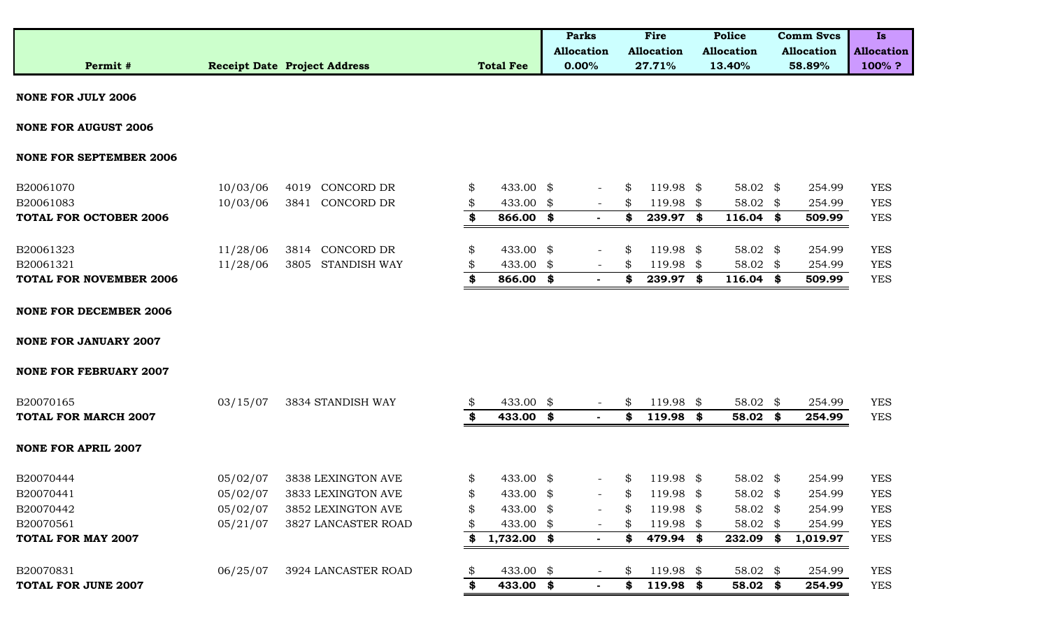| Permit # | Receipt Date | Project Address | Total Fee | Parks Allocation 0.00% | Fire Allocation 27.71% | Police Allocation 13.40% | Comm Svcs Allocation 58.89% | Is Allocation 100% ? |
|---|---|---|---|---|---|---|---|---|
| **NONE FOR JULY 2006** | | | | | | | | |
| **NONE FOR AUGUST 2006** | | | | | | | | |
| **NONE FOR SEPTEMBER 2006** | | | | | | | | |
| B20061070 | 10/03/06 | 4019 CONCORD DR | $ 433.00 | $ - | $ 119.98 | $ 58.02 | $ 254.99 | YES |
| B20061083 | 10/03/06 | 3841 CONCORD DR | $ 433.00 | $ - | $ 119.98 | $ 58.02 | $ 254.99 | YES |
| **TOTAL FOR OCTOBER 2006** | | | **$ 866.00** | **$ -** | **$ 239.97** | **$ 116.04** | **$ 509.99** | YES |
| B20061323 | 11/28/06 | 3814 CONCORD DR | $ 433.00 | $ - | $ 119.98 | $ 58.02 | $ 254.99 | YES |
| B20061321 | 11/28/06 | 3805 STANDISH WAY | $ 433.00 | $ - | $ 119.98 | $ 58.02 | $ 254.99 | YES |
| **TOTAL FOR NOVEMBER 2006** | | | **$ 866.00** | **$ -** | **$ 239.97** | **$ 116.04** | **$ 509.99** | YES |
| **NONE FOR DECEMBER 2006** | | | | | | | | |
| **NONE FOR JANUARY 2007** | | | | | | | | |
| **NONE FOR FEBRUARY 2007** | | | | | | | | |
| B20070165 | 03/15/07 | 3834 STANDISH WAY | $ 433.00 | $ - | $ 119.98 | $ 58.02 | $ 254.99 | YES |
| **TOTAL FOR MARCH 2007** | | | **$ 433.00** | **$ -** | **$ 119.98** | **$ 58.02** | **$ 254.99** | YES |
| **NONE FOR APRIL 2007** | | | | | | | | |
| B20070444 | 05/02/07 | 3838 LEXINGTON AVE | $ 433.00 | $ - | $ 119.98 | $ 58.02 | $ 254.99 | YES |
| B20070441 | 05/02/07 | 3833 LEXINGTON AVE | $ 433.00 | $ - | $ 119.98 | $ 58.02 | $ 254.99 | YES |
| B20070442 | 05/02/07 | 3852 LEXINGTON AVE | $ 433.00 | $ - | $ 119.98 | $ 58.02 | $ 254.99 | YES |
| B20070561 | 05/21/07 | 3827 LANCASTER ROAD | $ 433.00 | $ - | $ 119.98 | $ 58.02 | $ 254.99 | YES |
| **TOTAL FOR MAY 2007** | | | **$ 1,732.00** | **$ -** | **$ 479.94** | **$ 232.09** | **$ 1,019.97** | YES |
| B20070831 | 06/25/07 | 3924 LANCASTER ROAD | $ 433.00 | $ - | $ 119.98 | $ 58.02 | $ 254.99 | YES |
| **TOTAL FOR JUNE 2007** | | | **$ 433.00** | **$ -** | **$ 119.98** | **$ 58.02** | **$ 254.99** | YES |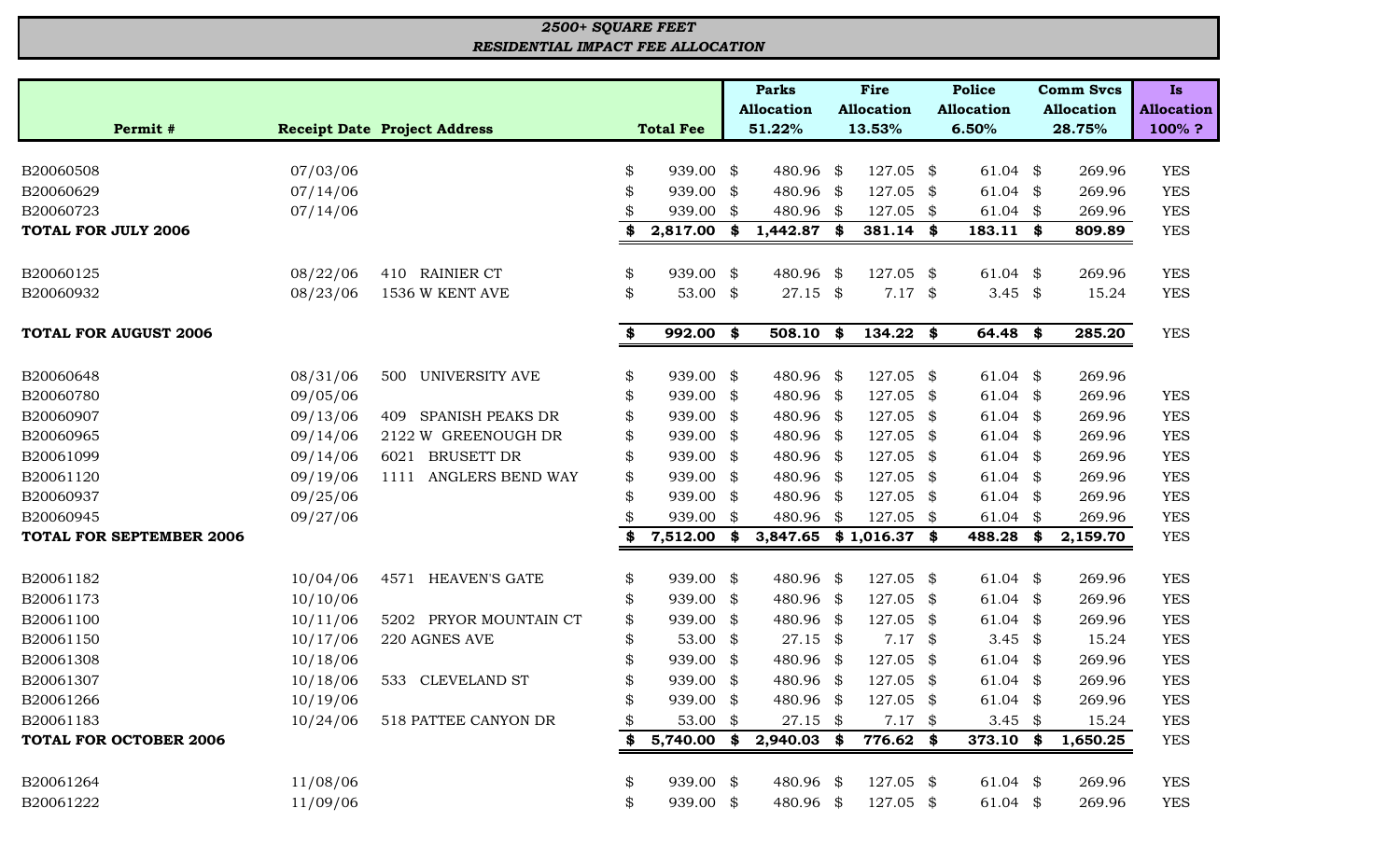***2500+ SQUARE FEET***
***RESIDENTIAL IMPACT FEE ALLOCATION***

| Permit # | Receipt Date | Project Address | Total Fee | Parks Allocation 51.22% | Fire Allocation 13.53% | Police Allocation 6.50% | Comm Svcs Allocation 28.75% | Is Allocation 100% ? |
|---|---|---|---|---|---|---|---|---|
| B20060508 | 07/03/06 | | $ 939.00 | $ 480.96 | $ 127.05 | $ 61.04 | $ 269.96 | YES |
| B20060629 | 07/14/06 | | $ 939.00 | $ 480.96 | $ 127.05 | $ 61.04 | $ 269.96 | YES |
| B20060723 | 07/14/06 | | $ 939.00 | $ 480.96 | $ 127.05 | $ 61.04 | $ 269.96 | YES |
| **TOTAL FOR JULY 2006** | | | **$ 2,817.00** | **$ 1,442.87** | **$ 381.14** | **$ 183.11** | **$ 809.89** | YES |
| B20060125 | 08/22/06 | 410 RAINIER CT | $ 939.00 | $ 480.96 | $ 127.05 | $ 61.04 | $ 269.96 | YES |
| B20060932 | 08/23/06 | 1536 W KENT AVE | $ 53.00 | $ 27.15 | $ 7.17 | $ 3.45 | $ 15.24 | YES |
| **TOTAL FOR AUGUST 2006** | | | **$ 992.00** | **$ 508.10** | **$ 134.22** | **$ 64.48** | **$ 285.20** | YES |
| B20060648 | 08/31/06 | 500 UNIVERSITY AVE | $ 939.00 | $ 480.96 | $ 127.05 | $ 61.04 | $ 269.96 | |
| B20060780 | 09/05/06 | | $ 939.00 | $ 480.96 | $ 127.05 | $ 61.04 | $ 269.96 | YES |
| B20060907 | 09/13/06 | 409 SPANISH PEAKS DR | $ 939.00 | $ 480.96 | $ 127.05 | $ 61.04 | $ 269.96 | YES |
| B20060965 | 09/14/06 | 2122 W GREENOUGH DR | $ 939.00 | $ 480.96 | $ 127.05 | $ 61.04 | $ 269.96 | YES |
| B20061099 | 09/14/06 | 6021 BRUSETT DR | $ 939.00 | $ 480.96 | $ 127.05 | $ 61.04 | $ 269.96 | YES |
| B20061120 | 09/19/06 | 1111 ANGLERS BEND WAY | $ 939.00 | $ 480.96 | $ 127.05 | $ 61.04 | $ 269.96 | YES |
| B20060937 | 09/25/06 | | $ 939.00 | $ 480.96 | $ 127.05 | $ 61.04 | $ 269.96 | YES |
| B20060945 | 09/27/06 | | $ 939.00 | $ 480.96 | $ 127.05 | $ 61.04 | $ 269.96 | YES |
| **TOTAL FOR SEPTEMBER 2006** | | | **$ 7,512.00** | **$ 3,847.65** | **$ 1,016.37** | **$ 488.28** | **$ 2,159.70** | YES |
| B20061182 | 10/04/06 | 4571 HEAVEN'S GATE | $ 939.00 | $ 480.96 | $ 127.05 | $ 61.04 | $ 269.96 | YES |
| B20061173 | 10/10/06 | | $ 939.00 | $ 480.96 | $ 127.05 | $ 61.04 | $ 269.96 | YES |
| B20061100 | 10/11/06 | 5202 PRYOR MOUNTAIN CT | $ 939.00 | $ 480.96 | $ 127.05 | $ 61.04 | $ 269.96 | YES |
| B20061150 | 10/17/06 | 220 AGNES AVE | $ 53.00 | $ 27.15 | $ 7.17 | $ 3.45 | $ 15.24 | YES |
| B20061308 | 10/18/06 | | $ 939.00 | $ 480.96 | $ 127.05 | $ 61.04 | $ 269.96 | YES |
| B20061307 | 10/18/06 | 533 CLEVELAND ST | $ 939.00 | $ 480.96 | $ 127.05 | $ 61.04 | $ 269.96 | YES |
| B20061266 | 10/19/06 | | $ 939.00 | $ 480.96 | $ 127.05 | $ 61.04 | $ 269.96 | YES |
| B20061183 | 10/24/06 | 518 PATTEE CANYON DR | $ 53.00 | $ 27.15 | $ 7.17 | $ 3.45 | $ 15.24 | YES |
| **TOTAL FOR OCTOBER 2006** | | | **$ 5,740.00** | **$ 2,940.03** | **$ 776.62** | **$ 373.10** | **$ 1,650.25** | YES |
| B20061264 | 11/08/06 | | $ 939.00 | $ 480.96 | $ 127.05 | $ 61.04 | $ 269.96 | YES |
| B20061222 | 11/09/06 | | $ 939.00 | $ 480.96 | $ 127.05 | $ 61.04 | $ 269.96 | YES |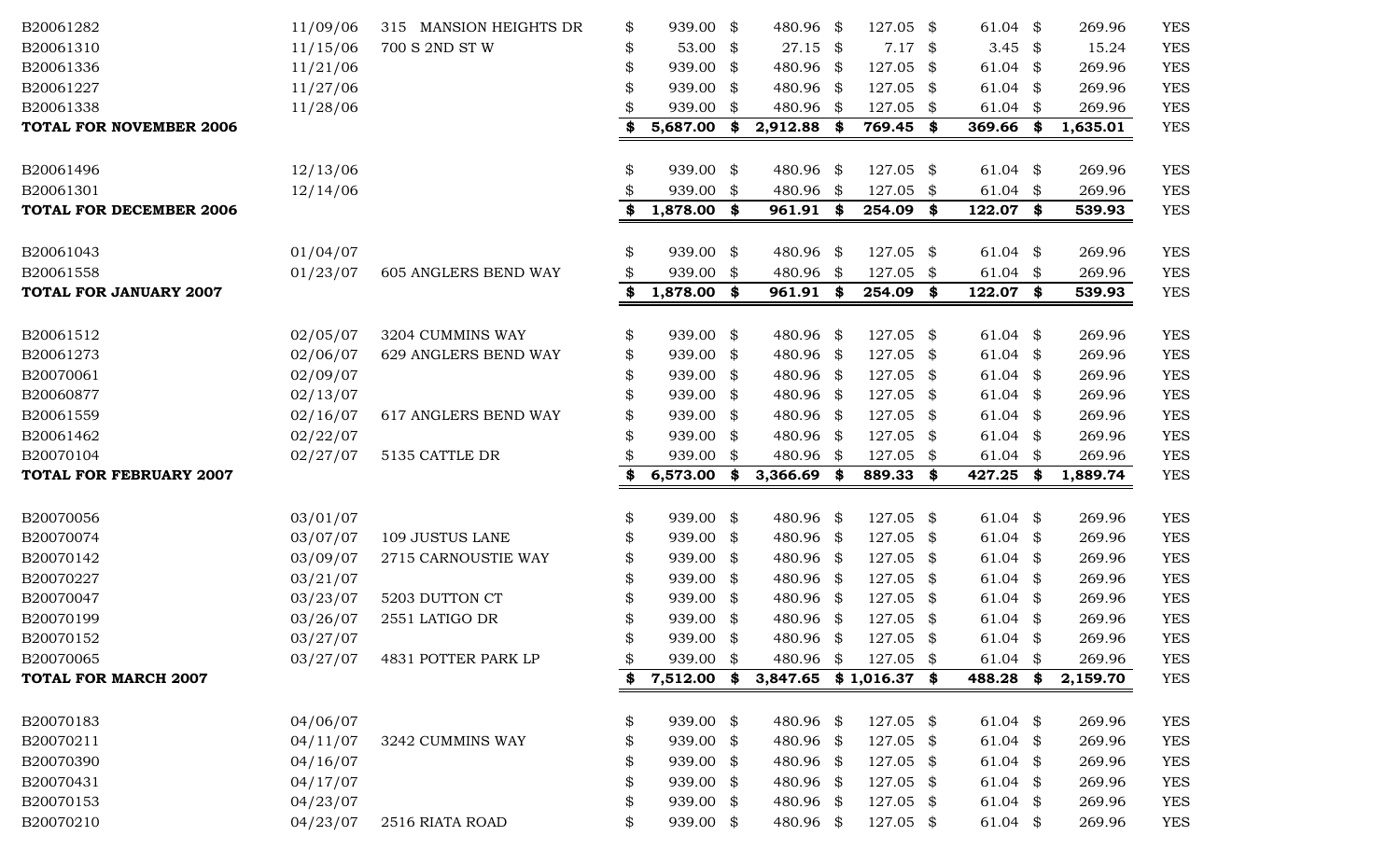| | | | | | | | | |
|---|---|---|---|---|---|---|---|---|
| B20061282 | 11/09/06 | 315 MANSION HEIGHTS DR | $ 939.00 | $ 480.96 | $ 127.05 | $ 61.04 | $ 269.96 | YES |
| B20061310 | 11/15/06 | 700 S 2ND ST W | $ 53.00 | $ 27.15 | $ 7.17 | $ 3.45 | $ 15.24 | YES |
| B20061336 | 11/21/06 | | $ 939.00 | $ 480.96 | $ 127.05 | $ 61.04 | $ 269.96 | YES |
| B20061227 | 11/27/06 | | $ 939.00 | $ 480.96 | $ 127.05 | $ 61.04 | $ 269.96 | YES |
| B20061338 | 11/28/06 | | $ 939.00 | $ 480.96 | $ 127.05 | $ 61.04 | $ 269.96 | YES |
| **TOTAL FOR NOVEMBER 2006** | | | **$ 5,687.00** | **$ 2,912.88** | **$ 769.45** | **$ 369.66** | **$ 1,635.01** | YES |
| | | | | | | | | |
| B20061496 | 12/13/06 | | $ 939.00 | $ 480.96 | $ 127.05 | $ 61.04 | $ 269.96 | YES |
| B20061301 | 12/14/06 | | $ 939.00 | $ 480.96 | $ 127.05 | $ 61.04 | $ 269.96 | YES |
| **TOTAL FOR DECEMBER 2006** | | | **$ 1,878.00** | **$ 961.91** | **$ 254.09** | **$ 122.07** | **$ 539.93** | YES |
| | | | | | | | | |
| B20061043 | 01/04/07 | | $ 939.00 | $ 480.96 | $ 127.05 | $ 61.04 | $ 269.96 | YES |
| B20061558 | 01/23/07 | 605 ANGLERS BEND WAY | $ 939.00 | $ 480.96 | $ 127.05 | $ 61.04 | $ 269.96 | YES |
| **TOTAL FOR JANUARY 2007** | | | **$ 1,878.00** | **$ 961.91** | **$ 254.09** | **$ 122.07** | **$ 539.93** | YES |
| | | | | | | | | |
| B20061512 | 02/05/07 | 3204 CUMMINS WAY | $ 939.00 | $ 480.96 | $ 127.05 | $ 61.04 | $ 269.96 | YES |
| B20061273 | 02/06/07 | 629 ANGLERS BEND WAY | $ 939.00 | $ 480.96 | $ 127.05 | $ 61.04 | $ 269.96 | YES |
| B20070061 | 02/09/07 | | $ 939.00 | $ 480.96 | $ 127.05 | $ 61.04 | $ 269.96 | YES |
| B20060877 | 02/13/07 | | $ 939.00 | $ 480.96 | $ 127.05 | $ 61.04 | $ 269.96 | YES |
| B20061559 | 02/16/07 | 617 ANGLERS BEND WAY | $ 939.00 | $ 480.96 | $ 127.05 | $ 61.04 | $ 269.96 | YES |
| B20061462 | 02/22/07 | | $ 939.00 | $ 480.96 | $ 127.05 | $ 61.04 | $ 269.96 | YES |
| B20070104 | 02/27/07 | 5135 CATTLE DR | $ 939.00 | $ 480.96 | $ 127.05 | $ 61.04 | $ 269.96 | YES |
| **TOTAL FOR FEBRUARY 2007** | | | **$ 6,573.00** | **$ 3,366.69** | **$ 889.33** | **$ 427.25** | **$ 1,889.74** | YES |
| | | | | | | | | |
| B20070056 | 03/01/07 | | $ 939.00 | $ 480.96 | $ 127.05 | $ 61.04 | $ 269.96 | YES |
| B20070074 | 03/07/07 | 109 JUSTUS LANE | $ 939.00 | $ 480.96 | $ 127.05 | $ 61.04 | $ 269.96 | YES |
| B20070142 | 03/09/07 | 2715 CARNOUSTIE WAY | $ 939.00 | $ 480.96 | $ 127.05 | $ 61.04 | $ 269.96 | YES |
| B20070227 | 03/21/07 | | $ 939.00 | $ 480.96 | $ 127.05 | $ 61.04 | $ 269.96 | YES |
| B20070047 | 03/23/07 | 5203 DUTTON CT | $ 939.00 | $ 480.96 | $ 127.05 | $ 61.04 | $ 269.96 | YES |
| B20070199 | 03/26/07 | 2551 LATIGO DR | $ 939.00 | $ 480.96 | $ 127.05 | $ 61.04 | $ 269.96 | YES |
| B20070152 | 03/27/07 | | $ 939.00 | $ 480.96 | $ 127.05 | $ 61.04 | $ 269.96 | YES |
| B20070065 | 03/27/07 | 4831 POTTER PARK LP | $ 939.00 | $ 480.96 | $ 127.05 | $ 61.04 | $ 269.96 | YES |
| **TOTAL FOR MARCH 2007** | | | **$ 7,512.00** | **$ 3,847.65** | **$ 1,016.37** | **$ 488.28** | **$ 2,159.70** | YES |
| | | | | | | | | |
| B20070183 | 04/06/07 | | $ 939.00 | $ 480.96 | $ 127.05 | $ 61.04 | $ 269.96 | YES |
| B20070211 | 04/11/07 | 3242 CUMMINS WAY | $ 939.00 | $ 480.96 | $ 127.05 | $ 61.04 | $ 269.96 | YES |
| B20070390 | 04/16/07 | | $ 939.00 | $ 480.96 | $ 127.05 | $ 61.04 | $ 269.96 | YES |
| B20070431 | 04/17/07 | | $ 939.00 | $ 480.96 | $ 127.05 | $ 61.04 | $ 269.96 | YES |
| B20070153 | 04/23/07 | | $ 939.00 | $ 480.96 | $ 127.05 | $ 61.04 | $ 269.96 | YES |
| B20070210 | 04/23/07 | 2516 RIATA ROAD | $ 939.00 | $ 480.96 | $ 127.05 | $ 61.04 | $ 269.96 | YES |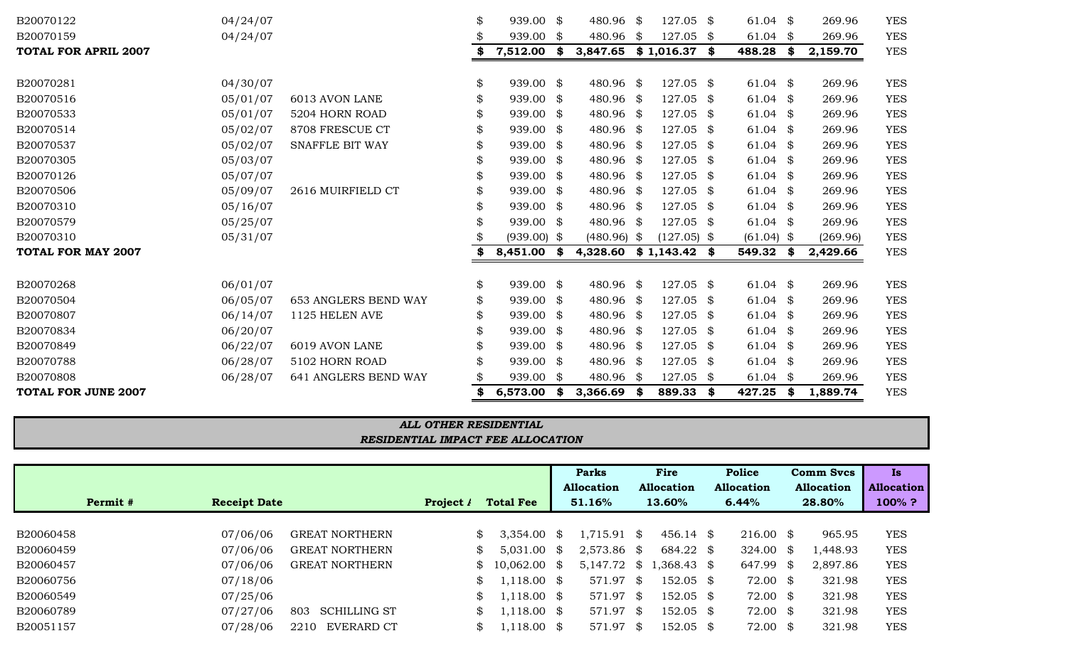| | | | | | | | | |
|---|---|---|---|---|---|---|---|---|
| B20070122 | 04/24/07 | | $ 939.00 | $ 480.96 | $ 127.05 | $ 61.04 | $ 269.96 | YES |
| B20070159 | 04/24/07 | | $ 939.00 | $ 480.96 | $ 127.05 | $ 61.04 | $ 269.96 | YES |
| **TOTAL FOR APRIL 2007** | | | **$ 7,512.00** | **$ 3,847.65** | **$ 1,016.37** | **$ 488.28** | **$ 2,159.70** | YES |
| | | | | | | | | |
| B20070281 | 04/30/07 | | $ 939.00 | $ 480.96 | $ 127.05 | $ 61.04 | $ 269.96 | YES |
| B20070516 | 05/01/07 | 6013 AVON LANE | $ 939.00 | $ 480.96 | $ 127.05 | $ 61.04 | $ 269.96 | YES |
| B20070533 | 05/01/07 | 5204 HORN ROAD | $ 939.00 | $ 480.96 | $ 127.05 | $ 61.04 | $ 269.96 | YES |
| B20070514 | 05/02/07 | 8708 FRESCUE CT | $ 939.00 | $ 480.96 | $ 127.05 | $ 61.04 | $ 269.96 | YES |
| B20070537 | 05/02/07 | SNAFFLE BIT WAY | $ 939.00 | $ 480.96 | $ 127.05 | $ 61.04 | $ 269.96 | YES |
| B20070305 | 05/03/07 | | $ 939.00 | $ 480.96 | $ 127.05 | $ 61.04 | $ 269.96 | YES |
| B20070126 | 05/07/07 | | $ 939.00 | $ 480.96 | $ 127.05 | $ 61.04 | $ 269.96 | YES |
| B20070506 | 05/09/07 | 2616 MUIRFIELD CT | $ 939.00 | $ 480.96 | $ 127.05 | $ 61.04 | $ 269.96 | YES |
| B20070310 | 05/16/07 | | $ 939.00 | $ 480.96 | $ 127.05 | $ 61.04 | $ 269.96 | YES |
| B20070579 | 05/25/07 | | $ 939.00 | $ 480.96 | $ 127.05 | $ 61.04 | $ 269.96 | YES |
| B20070310 | 05/31/07 | | $ (939.00) | $ (480.96) | $ (127.05) | $ (61.04) | $ (269.96) | YES |
| **TOTAL FOR MAY 2007** | | | **$ 8,451.00** | **$ 4,328.60** | **$ 1,143.42** | **$ 549.32** | **$ 2,429.66** | YES |
| | | | | | | | | |
| B20070268 | 06/01/07 | | $ 939.00 | $ 480.96 | $ 127.05 | $ 61.04 | $ 269.96 | YES |
| B20070504 | 06/05/07 | 653 ANGLERS BEND WAY | $ 939.00 | $ 480.96 | $ 127.05 | $ 61.04 | $ 269.96 | YES |
| B20070807 | 06/14/07 | 1125 HELEN AVE | $ 939.00 | $ 480.96 | $ 127.05 | $ 61.04 | $ 269.96 | YES |
| B20070834 | 06/20/07 | | $ 939.00 | $ 480.96 | $ 127.05 | $ 61.04 | $ 269.96 | YES |
| B20070849 | 06/22/07 | 6019 AVON LANE | $ 939.00 | $ 480.96 | $ 127.05 | $ 61.04 | $ 269.96 | YES |
| B20070788 | 06/28/07 | 5102 HORN ROAD | $ 939.00 | $ 480.96 | $ 127.05 | $ 61.04 | $ 269.96 | YES |
| B20070808 | 06/28/07 | 641 ANGLERS BEND WAY | $ 939.00 | $ 480.96 | $ 127.05 | $ 61.04 | $ 269.96 | YES |
| **TOTAL FOR JUNE 2007** | | | **$ 6,573.00** | **$ 3,366.69** | **$ 889.33** | **$ 427.25** | **$ 1,889.74** | YES |

***ALL OTHER RESIDENTIAL***
***RESIDENTIAL IMPACT FEE ALLOCATION***

| Permit # | Receipt Date | Project Address | Total Fee | Parks Allocation 51.16% | Fire Allocation 13.60% | Police Allocation 6.44% | Comm Svcs Allocation 28.80% | Is Allocation 100% ? |
|---|---|---|---|---|---|---|---|---|
| B20060458 | 07/06/06 | GREAT NORTHERN | $ 3,354.00 | $ 1,715.91 | $ 456.14 | $ 216.00 | $ 965.95 | YES |
| B20060459 | 07/06/06 | GREAT NORTHERN | $ 5,031.00 | $ 2,573.86 | $ 684.22 | $ 324.00 | $ 1,448.93 | YES |
| B20060457 | 07/06/06 | GREAT NORTHERN | $ 10,062.00 | $ 5,147.72 | $ 1,368.43 | $ 647.99 | $ 2,897.86 | YES |
| B20060756 | 07/18/06 | | $ 1,118.00 | $ 571.97 | $ 152.05 | $ 72.00 | $ 321.98 | YES |
| B20060549 | 07/25/06 | | $ 1,118.00 | $ 571.97 | $ 152.05 | $ 72.00 | $ 321.98 | YES |
| B20060789 | 07/27/06 | 803 SCHILLING ST | $ 1,118.00 | $ 571.97 | $ 152.05 | $ 72.00 | $ 321.98 | YES |
| B20051157 | 07/28/06 | 2210 EVERARD CT | $ 1,118.00 | $ 571.97 | $ 152.05 | $ 72.00 | $ 321.98 | YES |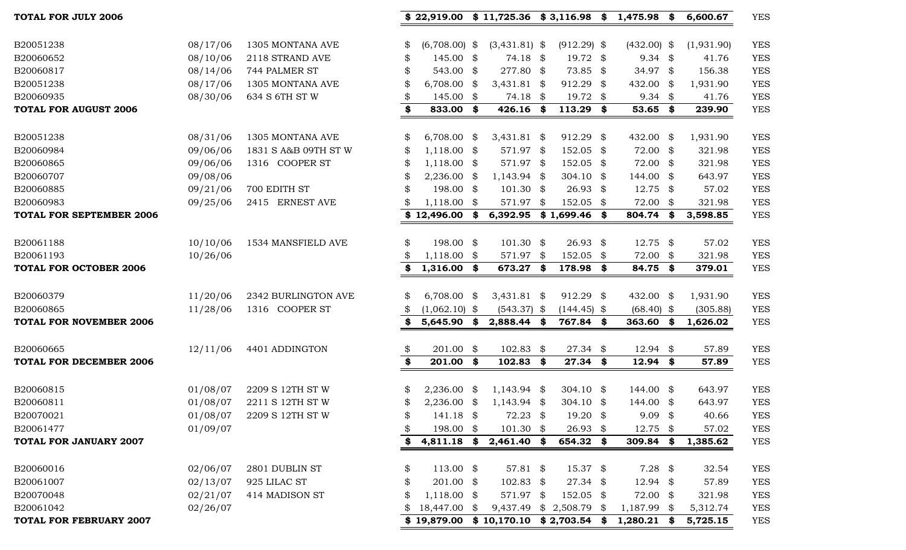| | | | | | | | | |
|---|---|---|---|---|---|---|---|---|
| **TOTAL FOR JULY 2006** | | | **$ 22,919.00** | **$ 11,725.36** | **$ 3,116.98** | **$ 1,475.98** | **$ 6,600.67** | YES |
| | | | | | | | | |
| B20051238 | 08/17/06 | 1305 MONTANA AVE | $ (6,708.00) | $ (3,431.81) | $ (912.29) | $ (432.00) | $ (1,931.90) | YES |
| B20060652 | 08/10/06 | 2118 STRAND AVE | $ 145.00 | $ 74.18 | $ 19.72 | $ 9.34 | $ 41.76 | YES |
| B20060817 | 08/14/06 | 744 PALMER ST | $ 543.00 | $ 277.80 | $ 73.85 | $ 34.97 | $ 156.38 | YES |
| B20051238 | 08/17/06 | 1305 MONTANA AVE | $ 6,708.00 | $ 3,431.81 | $ 912.29 | $ 432.00 | $ 1,931.90 | YES |
| B20060935 | 08/30/06 | 634 S 6TH ST W | $ 145.00 | $ 74.18 | $ 19.72 | $ 9.34 | $ 41.76 | YES |
| **TOTAL FOR AUGUST 2006** | | | **$ 833.00** | **$ 426.16** | **$ 113.29** | **$ 53.65** | **$ 239.90** | YES |
| | | | | | | | | |
| B20051238 | 08/31/06 | 1305 MONTANA AVE | $ 6,708.00 | $ 3,431.81 | $ 912.29 | $ 432.00 | $ 1,931.90 | YES |
| B20060984 | 09/06/06 | 1831 S A&B 09TH ST W | $ 1,118.00 | $ 571.97 | $ 152.05 | $ 72.00 | $ 321.98 | YES |
| B20060865 | 09/06/06 | 1316 COOPER ST | $ 1,118.00 | $ 571.97 | $ 152.05 | $ 72.00 | $ 321.98 | YES |
| B20060707 | 09/08/06 | | $ 2,236.00 | $ 1,143.94 | $ 304.10 | $ 144.00 | $ 643.97 | YES |
| B20060885 | 09/21/06 | 700 EDITH ST | $ 198.00 | $ 101.30 | $ 26.93 | $ 12.75 | $ 57.02 | YES |
| B20060983 | 09/25/06 | 2415 ERNEST AVE | $ 1,118.00 | $ 571.97 | $ 152.05 | $ 72.00 | $ 321.98 | YES |
| **TOTAL FOR SEPTEMBER 2006** | | | **$ 12,496.00** | **$ 6,392.95** | **$ 1,699.46** | **$ 804.74** | **$ 3,598.85** | YES |
| | | | | | | | | |
| B20061188 | 10/10/06 | 1534 MANSFIELD AVE | $ 198.00 | $ 101.30 | $ 26.93 | $ 12.75 | $ 57.02 | YES |
| B20061193 | 10/26/06 | | $ 1,118.00 | $ 571.97 | $ 152.05 | $ 72.00 | $ 321.98 | YES |
| **TOTAL FOR OCTOBER 2006** | | | **$ 1,316.00** | **$ 673.27** | **$ 178.98** | **$ 84.75** | **$ 379.01** | YES |
| | | | | | | | | |
| B20060379 | 11/20/06 | 2342 BURLINGTON AVE | $ 6,708.00 | $ 3,431.81 | $ 912.29 | $ 432.00 | $ 1,931.90 | YES |
| B20060865 | 11/28/06 | 1316 COOPER ST | $ (1,062.10) | $ (543.37) | $ (144.45) | $ (68.40) | $ (305.88) | YES |
| **TOTAL FOR NOVEMBER 2006** | | | **$ 5,645.90** | **$ 2,888.44** | **$ 767.84** | **$ 363.60** | **$ 1,626.02** | YES |
| | | | | | | | | |
| B20060665 | 12/11/06 | 4401 ADDINGTON | $ 201.00 | $ 102.83 | $ 27.34 | $ 12.94 | $ 57.89 | YES |
| **TOTAL FOR DECEMBER 2006** | | | **$ 201.00** | **$ 102.83** | **$ 27.34** | **$ 12.94** | **$ 57.89** | YES |
| | | | | | | | | |
| B20060815 | 01/08/07 | 2209 S 12TH ST W | $ 2,236.00 | $ 1,143.94 | $ 304.10 | $ 144.00 | $ 643.97 | YES |
| B20060811 | 01/08/07 | 2211 S 12TH ST W | $ 2,236.00 | $ 1,143.94 | $ 304.10 | $ 144.00 | $ 643.97 | YES |
| B20070021 | 01/08/07 | 2209 S 12TH ST W | $ 141.18 | $ 72.23 | $ 19.20 | $ 9.09 | $ 40.66 | YES |
| B20061477 | 01/09/07 | | $ 198.00 | $ 101.30 | $ 26.93 | $ 12.75 | $ 57.02 | YES |
| **TOTAL FOR JANUARY 2007** | | | **$ 4,811.18** | **$ 2,461.40** | **$ 654.32** | **$ 309.84** | **$ 1,385.62** | YES |
| | | | | | | | | |
| B20060016 | 02/06/07 | 2801 DUBLIN ST | $ 113.00 | $ 57.81 | $ 15.37 | $ 7.28 | $ 32.54 | YES |
| B20061007 | 02/13/07 | 925 LILAC ST | $ 201.00 | $ 102.83 | $ 27.34 | $ 12.94 | $ 57.89 | YES |
| B20070048 | 02/21/07 | 414 MADISON ST | $ 1,118.00 | $ 571.97 | $ 152.05 | $ 72.00 | $ 321.98 | YES |
| B20061042 | 02/26/07 | | $ 18,447.00 | $ 9,437.49 | $ 2,508.79 | $ 1,187.99 | $ 5,312.74 | YES |
| **TOTAL FOR FEBRUARY 2007** | | | **$ 19,879.00** | **$ 10,170.10** | **$ 2,703.54** | **$ 1,280.21** | **$ 5,725.15** | YES |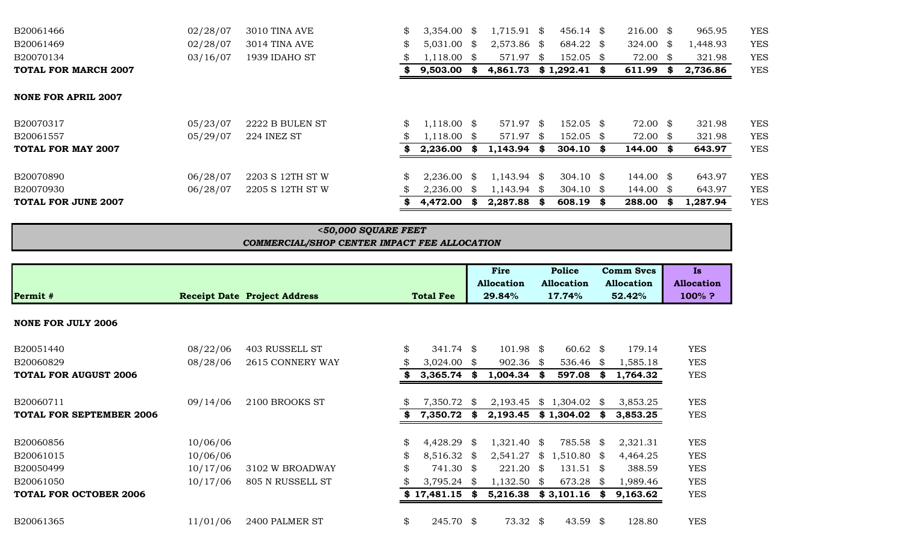| | | | | | | | | |
|---|---|---|---|---|---|---|---|---|
| B20061466 | 02/28/07 | 3010 TINA AVE | $ 3,354.00 | $ 1,715.91 | $ 456.14 | $ 216.00 | $ 965.95 | YES |
| B20061469 | 02/28/07 | 3014 TINA AVE | $ 5,031.00 | $ 2,573.86 | $ 684.22 | $ 324.00 | $ 1,448.93 | YES |
| B20070134 | 03/16/07 | 1939 IDAHO ST | $ 1,118.00 | $ 571.97 | $ 152.05 | $ 72.00 | $ 321.98 | YES |
| **TOTAL FOR MARCH 2007** | | | **$ 9,503.00** | **$ 4,861.73** | **$ 1,292.41** | **$ 611.99** | **$ 2,736.86** | YES |
| **NONE FOR APRIL 2007** | | | | | | | | |
| B20070317 | 05/23/07 | 2222 B BULEN ST | $ 1,118.00 | $ 571.97 | $ 152.05 | $ 72.00 | $ 321.98 | YES |
| B20061557 | 05/29/07 | 224 INEZ ST | $ 1,118.00 | $ 571.97 | $ 152.05 | $ 72.00 | $ 321.98 | YES |
| **TOTAL FOR MAY 2007** | | | **$ 2,236.00** | **$ 1,143.94** | **$ 304.10** | **$ 144.00** | **$ 643.97** | YES |
| B20070890 | 06/28/07 | 2203 S 12TH ST W | $ 2,236.00 | $ 1,143.94 | $ 304.10 | $ 144.00 | $ 643.97 | YES |
| B20070930 | 06/28/07 | 2205 S 12TH ST W | $ 2,236.00 | $ 1,143.94 | $ 304.10 | $ 144.00 | $ 643.97 | YES |
| **TOTAL FOR JUNE 2007** | | | **$ 4,472.00** | **$ 2,287.88** | **$ 608.19** | **$ 288.00** | **$ 1,287.94** | YES |

***<50,000 SQUARE FEET***
***COMMERCIAL/SHOP CENTER IMPACT FEE ALLOCATION***

| Permit # | Receipt Date | Project Address | Total Fee | Fire Allocation 29.84% | Police Allocation 17.74% | Comm Svcs Allocation 52.42% | Is Allocation 100% ? |
|---|---|---|---|---|---|---|---|
| **NONE FOR JULY 2006** | | | | | | | |
| B20051440 | 08/22/06 | 403 RUSSELL ST | $ 341.74 | $ 101.98 | $ 60.62 | $ 179.14 | YES |
| B20060829 | 08/28/06 | 2615 CONNERY WAY | $ 3,024.00 | $ 902.36 | $ 536.46 | $ 1,585.18 | YES |
| **TOTAL FOR AUGUST 2006** | | | **$ 3,365.74** | **$ 1,004.34** | **$ 597.08** | **$ 1,764.32** | YES |
| B20060711 | 09/14/06 | 2100 BROOKS ST | $ 7,350.72 | $ 2,193.45 | $ 1,304.02 | $ 3,853.25 | YES |
| **TOTAL FOR SEPTEMBER 2006** | | | **$ 7,350.72** | **$ 2,193.45** | **$ 1,304.02** | **$ 3,853.25** | YES |
| B20060856 | 10/06/06 | | $ 4,428.29 | $ 1,321.40 | $ 785.58 | $ 2,321.31 | YES |
| B20061015 | 10/06/06 | | $ 8,516.32 | $ 2,541.27 | $ 1,510.80 | $ 4,464.25 | YES |
| B20050499 | 10/17/06 | 3102 W BROADWAY | $ 741.30 | $ 221.20 | $ 131.51 | $ 388.59 | YES |
| B20061050 | 10/17/06 | 805 N RUSSELL ST | $ 3,795.24 | $ 1,132.50 | $ 673.28 | $ 1,989.46 | YES |
| **TOTAL FOR OCTOBER 2006** | | | **$ 17,481.15** | **$ 5,216.38** | **$ 3,101.16** | **$ 9,163.62** | YES |
| B20061365 | 11/01/06 | 2400 PALMER ST | $ 245.70 | $ 73.32 | $ 43.59 | $ 128.80 | YES |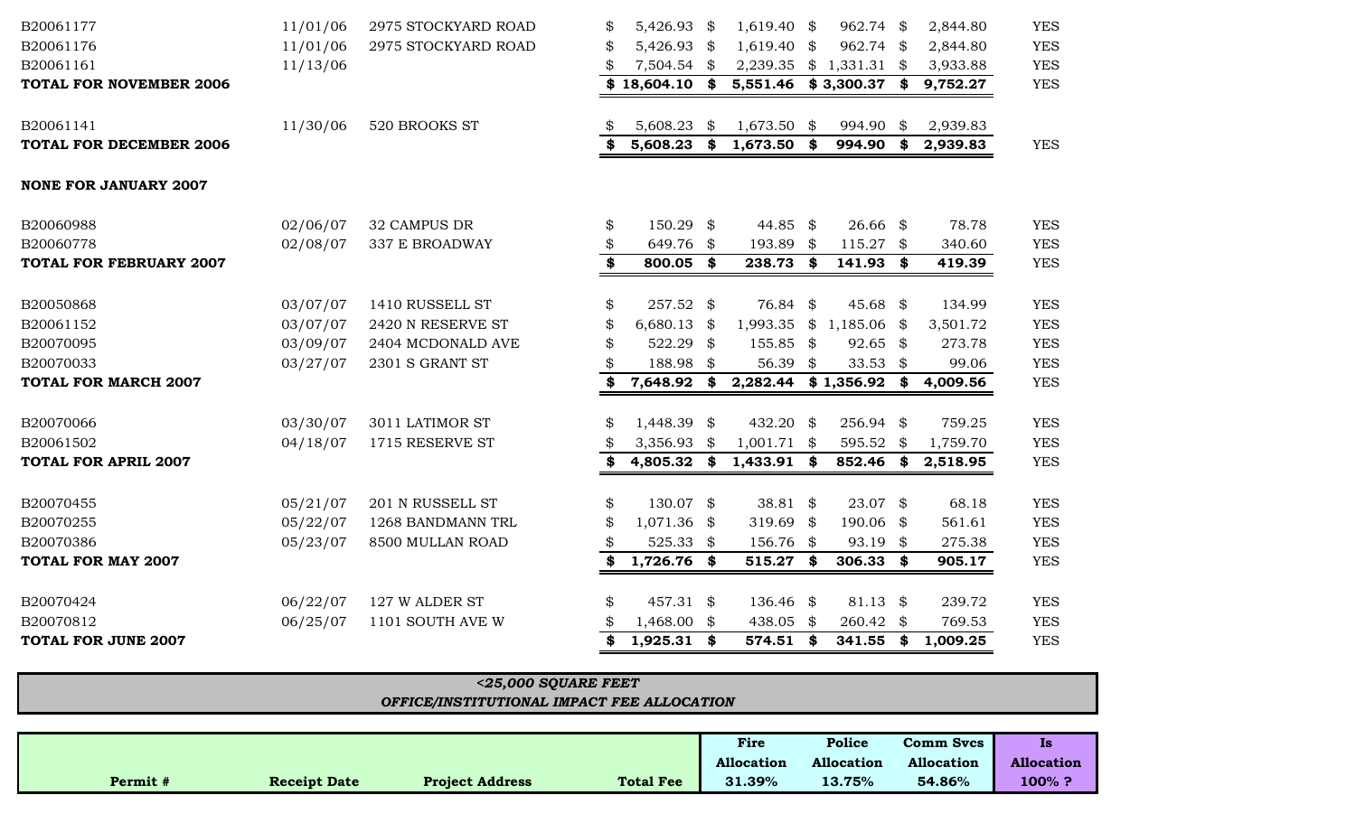| | | | | | | | |
|---|---|---|---|---|---|---|---|
| B20061177 | 11/01/06 | 2975 STOCKYARD ROAD | $ 5,426.93 | $ 1,619.40 | $ 962.74 | $ 2,844.80 | YES |
| B20061176 | 11/01/06 | 2975 STOCKYARD ROAD | $ 5,426.93 | $ 1,619.40 | $ 962.74 | $ 2,844.80 | YES |
| B20061161 | 11/13/06 | | $ 7,504.54 | $ 2,239.35 | $ 1,331.31 | $ 3,933.88 | YES |
| **TOTAL FOR NOVEMBER 2006** | | | **$ 18,604.10** | **$ 5,551.46** | **$ 3,300.37** | **$ 9,752.27** | YES |
| | | | | | | | |
| B20061141 | 11/30/06 | 520 BROOKS ST | $ 5,608.23 | $ 1,673.50 | $ 994.90 | $ 2,939.83 | |
| **TOTAL FOR DECEMBER 2006** | | | **$ 5,608.23** | **$ 1,673.50** | **$ 994.90** | **$ 2,939.83** | YES |
| | | | | | | | |
| **NONE FOR JANUARY 2007** | | | | | | | |
| | | | | | | | |
| B20060988 | 02/06/07 | 32 CAMPUS DR | $ 150.29 | $ 44.85 | $ 26.66 | $ 78.78 | YES |
| B20060778 | 02/08/07 | 337 E BROADWAY | $ 649.76 | $ 193.89 | $ 115.27 | $ 340.60 | YES |
| **TOTAL FOR FEBRUARY 2007** | | | **$ 800.05** | **$ 238.73** | **$ 141.93** | **$ 419.39** | YES |
| | | | | | | | |
| B20050868 | 03/07/07 | 1410 RUSSELL ST | $ 257.52 | $ 76.84 | $ 45.68 | $ 134.99 | YES |
| B20061152 | 03/07/07 | 2420 N RESERVE ST | $ 6,680.13 | $ 1,993.35 | $ 1,185.06 | $ 3,501.72 | YES |
| B20070095 | 03/09/07 | 2404 MCDONALD AVE | $ 522.29 | $ 155.85 | $ 92.65 | $ 273.78 | YES |
| B20070033 | 03/27/07 | 2301 S GRANT ST | $ 188.98 | $ 56.39 | $ 33.53 | $ 99.06 | YES |
| **TOTAL FOR MARCH 2007** | | | **$ 7,648.92** | **$ 2,282.44** | **$ 1,356.92** | **$ 4,009.56** | YES |
| | | | | | | | |
| B20070066 | 03/30/07 | 3011 LATIMOR ST | $ 1,448.39 | $ 432.20 | $ 256.94 | $ 759.25 | YES |
| B20061502 | 04/18/07 | 1715 RESERVE ST | $ 3,356.93 | $ 1,001.71 | $ 595.52 | $ 1,759.70 | YES |
| **TOTAL FOR APRIL 2007** | | | **$ 4,805.32** | **$ 1,433.91** | **$ 852.46** | **$ 2,518.95** | YES |
| | | | | | | | |
| B20070455 | 05/21/07 | 201 N RUSSELL ST | $ 130.07 | $ 38.81 | $ 23.07 | $ 68.18 | YES |
| B20070255 | 05/22/07 | 1268 BANDMANN TRL | $ 1,071.36 | $ 319.69 | $ 190.06 | $ 561.61 | YES |
| B20070386 | 05/23/07 | 8500 MULLAN ROAD | $ 525.33 | $ 156.76 | $ 93.19 | $ 275.38 | YES |
| **TOTAL FOR MAY 2007** | | | **$ 1,726.76** | **$ 515.27** | **$ 306.33** | **$ 905.17** | YES |
| | | | | | | | |
| B20070424 | 06/22/07 | 127 W ALDER ST | $ 457.31 | $ 136.46 | $ 81.13 | $ 239.72 | YES |
| B20070812 | 06/25/07 | 1101 SOUTH AVE W | $ 1,468.00 | $ 438.05 | $ 260.42 | $ 769.53 | YES |
| **TOTAL FOR JUNE 2007** | | | **$ 1,925.31** | **$ 574.51** | **$ 341.55** | **$ 1,009.25** | YES |

***<25,000 SQUARE FEET***
***OFFICE/INSTITUTIONAL IMPACT FEE ALLOCATION***

| Permit # | Receipt Date | Project Address | Total Fee | Fire Allocation 31.39% | Police Allocation 13.75% | Comm Svcs Allocation 54.86% | Is Allocation 100% ? |
|---|---|---|---|---|---|---|---|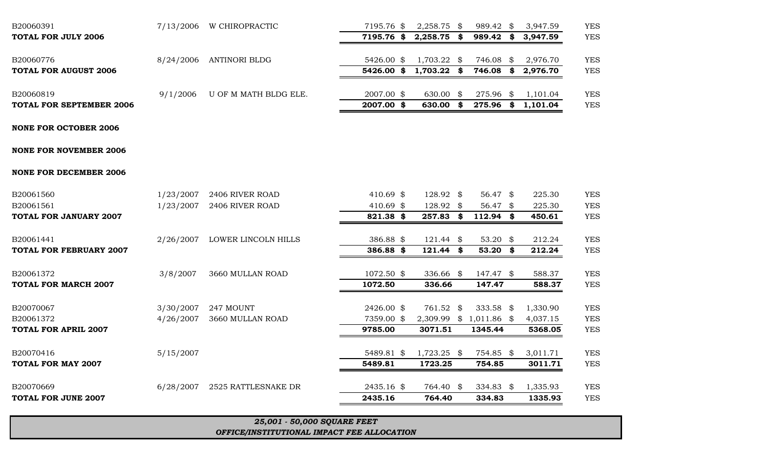| | | | | | | | |
|---|---|---|---|---|---|---|---|
| B20060391 | 7/13/2006 | W CHIROPRACTIC | 7195.76 | $ 2,258.75 | $ 989.42 | $ 3,947.59 | YES |
| **TOTAL FOR JULY 2006** | | | **7195.76** | **$ 2,258.75** | **$ 989.42** | **$ 3,947.59** | YES |
| | | | | | | | |
| B20060776 | 8/24/2006 | ANTINORI BLDG | 5426.00 | $ 1,703.22 | $ 746.08 | $ 2,976.70 | YES |
| **TOTAL FOR AUGUST 2006** | | | **5426.00** | **$ 1,703.22** | **$ 746.08** | **$ 2,976.70** | YES |
| | | | | | | | |
| B20060819 | 9/1/2006 | U OF M MATH BLDG ELE. | 2007.00 | $ 630.00 | $ 275.96 | $ 1,101.04 | YES |
| **TOTAL FOR SEPTEMBER 2006** | | | **2007.00** | **$ 630.00** | **$ 275.96** | **$ 1,101.04** | YES |
| | | | | | | | |
| **NONE FOR OCTOBER 2006** | | | | | | | |
| | | | | | | | |
| **NONE FOR NOVEMBER 2006** | | | | | | | |
| | | | | | | | |
| **NONE FOR DECEMBER 2006** | | | | | | | |
| | | | | | | | |
| B20061560 | 1/23/2007 | 2406 RIVER ROAD | 410.69 | $ 128.92 | $ 56.47 | $ 225.30 | YES |
| B20061561 | 1/23/2007 | 2406 RIVER ROAD | 410.69 | $ 128.92 | $ 56.47 | $ 225.30 | YES |
| **TOTAL FOR JANUARY 2007** | | | **821.38** | **$ 257.83** | **$ 112.94** | **$ 450.61** | YES |
| | | | | | | | |
| B20061441 | 2/26/2007 | LOWER LINCOLN HILLS | 386.88 | $ 121.44 | $ 53.20 | $ 212.24 | YES |
| **TOTAL FOR FEBRUARY 2007** | | | **386.88** | **$ 121.44** | **$ 53.20** | **$ 212.24** | YES |
| | | | | | | | |
| B20061372 | 3/8/2007 | 3660 MULLAN ROAD | 1072.50 | $ 336.66 | $ 147.47 | $ 588.37 | YES |
| **TOTAL FOR MARCH 2007** | | | **1072.50** | **336.66** | **147.47** | **588.37** | YES |
| | | | | | | | |
| B20070067 | 3/30/2007 | 247 MOUNT | 2426.00 | $ 761.52 | $ 333.58 | $ 1,330.90 | YES |
| B20061372 | 4/26/2007 | 3660 MULLAN ROAD | 7359.00 | $ 2,309.99 | $ 1,011.86 | $ 4,037.15 | YES |
| **TOTAL FOR APRIL 2007** | | | **9785.00** | **3071.51** | **1345.44** | **5368.05** | YES |
| | | | | | | | |
| B20070416 | 5/15/2007 | | 5489.81 | $ 1,723.25 | $ 754.85 | $ 3,011.71 | YES |
| **TOTAL FOR MAY 2007** | | | **5489.81** | **1723.25** | **754.85** | **3011.71** | YES |
| | | | | | | | |
| B20070669 | 6/28/2007 | 2525 RATTLESNAKE DR | 2435.16 | $ 764.40 | $ 334.83 | $ 1,335.93 | YES |
| **TOTAL FOR JUNE 2007** | | | **2435.16** | **764.40** | **334.83** | **1335.93** | YES |

***25,001 - 50,000 SQUARE FEET***
***OFFICE/INSTITUTIONAL IMPACT FEE ALLOCATION***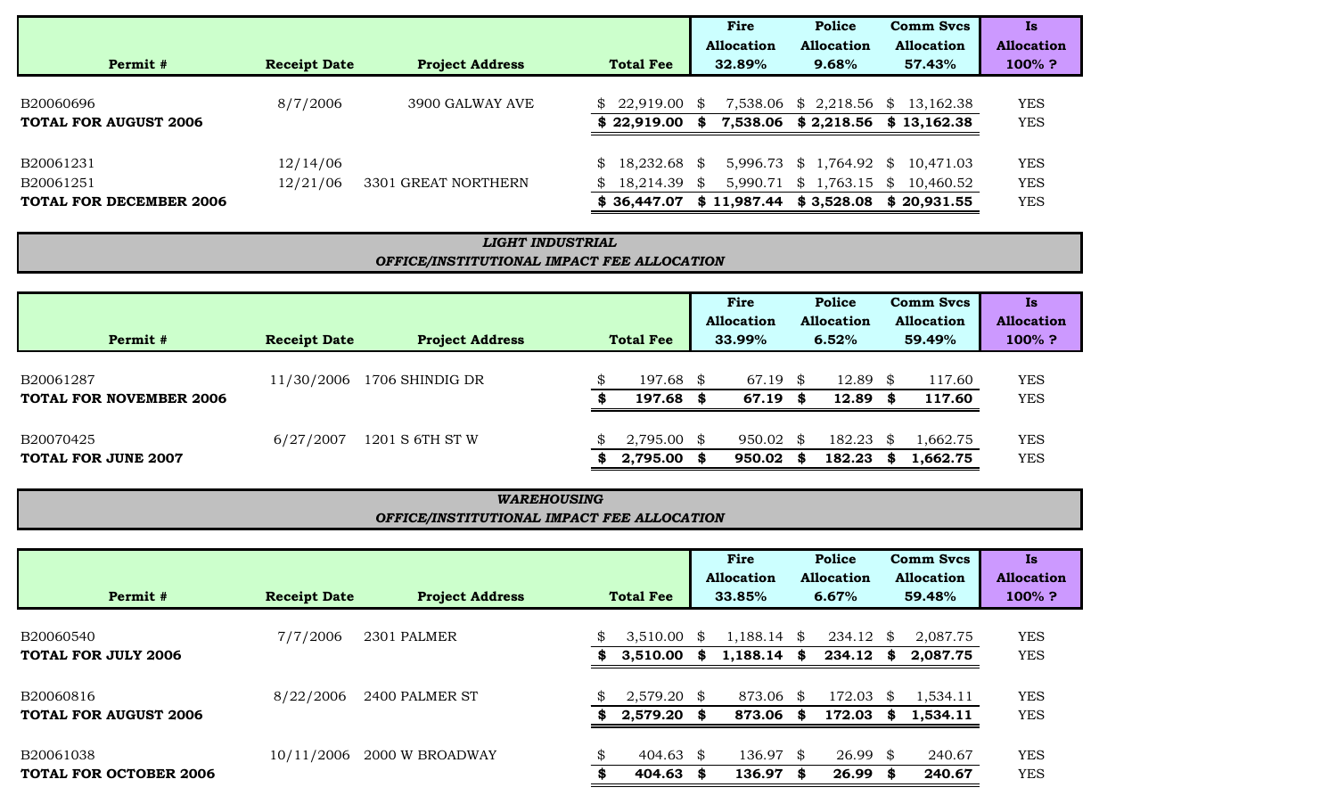| Permit # | Receipt Date | Project Address | Total Fee | Fire Allocation 32.89% | Police Allocation 9.68% | Comm Svcs Allocation 57.43% | Is Allocation 100% ? |
|---|---|---|---|---|---|---|---|
| B20060696 | 8/7/2006 | 3900 GALWAY AVE | $ 22,919.00 | $ 7,538.06 | $ 2,218.56 | $ 13,162.38 | YES |
| **TOTAL FOR AUGUST 2006** | | | **$ 22,919.00** | **$ 7,538.06** | **$ 2,218.56** | **$ 13,162.38** | YES |
| B20061231 | 12/14/06 | | $ 18,232.68 | $ 5,996.73 | $ 1,764.92 | $ 10,471.03 | YES |
| B20061251 | 12/21/06 | 3301 GREAT NORTHERN | $ 18,214.39 | $ 5,990.71 | $ 1,763.15 | $ 10,460.52 | YES |
| **TOTAL FOR DECEMBER 2006** | | | **$ 36,447.07** | **$ 11,987.44** | **$ 3,528.08** | **$ 20,931.55** | YES |

***LIGHT INDUSTRIAL***
***OFFICE/INSTITUTIONAL IMPACT FEE ALLOCATION***

| Permit # | Receipt Date | Project Address | Total Fee | Fire Allocation 33.99% | Police Allocation 6.52% | Comm Svcs Allocation 59.49% | Is Allocation 100% ? |
|---|---|---|---|---|---|---|---|
| B20061287 | 11/30/2006 | 1706 SHINDIG DR | $ 197.68 | $ 67.19 | $ 12.89 | $ 117.60 | YES |
| **TOTAL FOR NOVEMBER 2006** | | | **$ 197.68** | **$ 67.19** | **$ 12.89** | **$ 117.60** | YES |
| B20070425 | 6/27/2007 | 1201 S 6TH ST W | $ 2,795.00 | $ 950.02 | $ 182.23 | $ 1,662.75 | YES |
| **TOTAL FOR JUNE 2007** | | | **$ 2,795.00** | **$ 950.02** | **$ 182.23** | **$ 1,662.75** | YES |

***WAREHOUSING***
***OFFICE/INSTITUTIONAL IMPACT FEE ALLOCATION***

| Permit # | Receipt Date | Project Address | Total Fee | Fire Allocation 33.85% | Police Allocation 6.67% | Comm Svcs Allocation 59.48% | Is Allocation 100% ? |
|---|---|---|---|---|---|---|---|
| B20060540 | 7/7/2006 | 2301 PALMER | $ 3,510.00 | $ 1,188.14 | $ 234.12 | $ 2,087.75 | YES |
| **TOTAL FOR JULY 2006** | | | **$ 3,510.00** | **$ 1,188.14** | **$ 234.12** | **$ 2,087.75** | YES |
| B20060816 | 8/22/2006 | 2400 PALMER ST | $ 2,579.20 | $ 873.06 | $ 172.03 | $ 1,534.11 | YES |
| **TOTAL FOR AUGUST 2006** | | | **$ 2,579.20** | **$ 873.06** | **$ 172.03** | **$ 1,534.11** | YES |
| B20061038 | 10/11/2006 | 2000 W BROADWAY | $ 404.63 | $ 136.97 | $ 26.99 | $ 240.67 | YES |
| **TOTAL FOR OCTOBER 2006** | | | **$ 404.63** | **$ 136.97** | **$ 26.99** | **$ 240.67** | YES |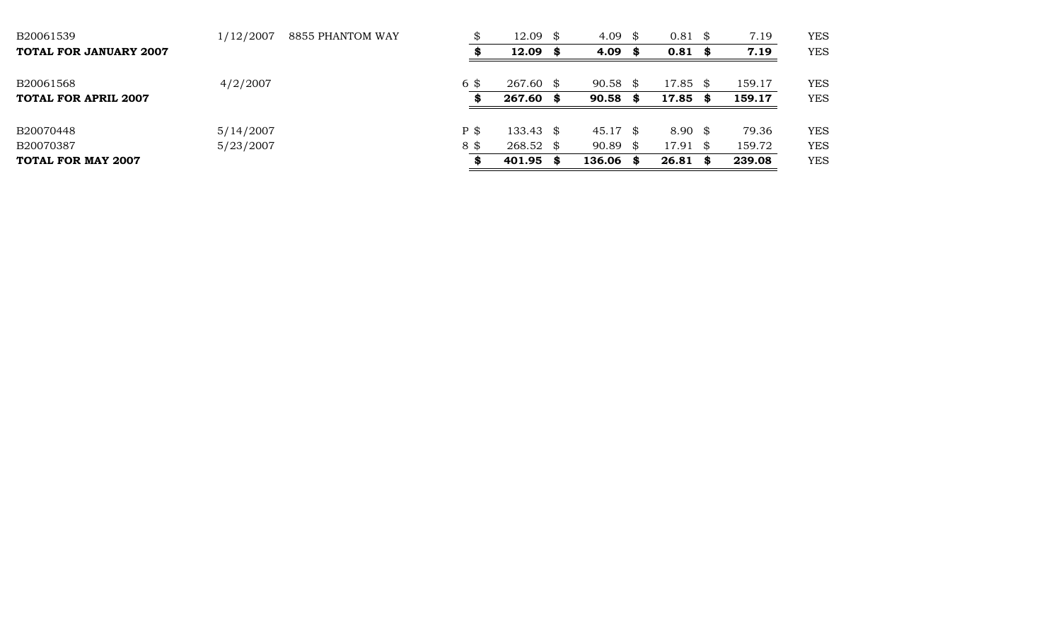| | | | | | | | | |
|---|---|---|---|---|---|---|---|---|
| B20061539 | 1/12/2007 | 8855 PHANTOM WAY | | $ 12.09 | $ 4.09 | $ 0.81 | $ 7.19 | YES |
| **TOTAL FOR JANUARY 2007** | | | | **$ 12.09** | **$ 4.09** | **$ 0.81** | **$ 7.19** | YES |
| B20061568 | 4/2/2007 | | 6 | $ 267.60 | $ 90.58 | $ 17.85 | $ 159.17 | YES |
| **TOTAL FOR APRIL 2007** | | | | **$ 267.60** | **$ 90.58** | **$ 17.85** | **$ 159.17** | YES |
| B20070448 | 5/14/2007 | | P | $ 133.43 | $ 45.17 | $ 8.90 | $ 79.36 | YES |
| B20070387 | 5/23/2007 | | 8 | $ 268.52 | $ 90.89 | $ 17.91 | $ 159.72 | YES |
| **TOTAL FOR MAY 2007** | | | | **$ 401.95** | **$ 136.06** | **$ 26.81** | **$ 239.08** | YES |